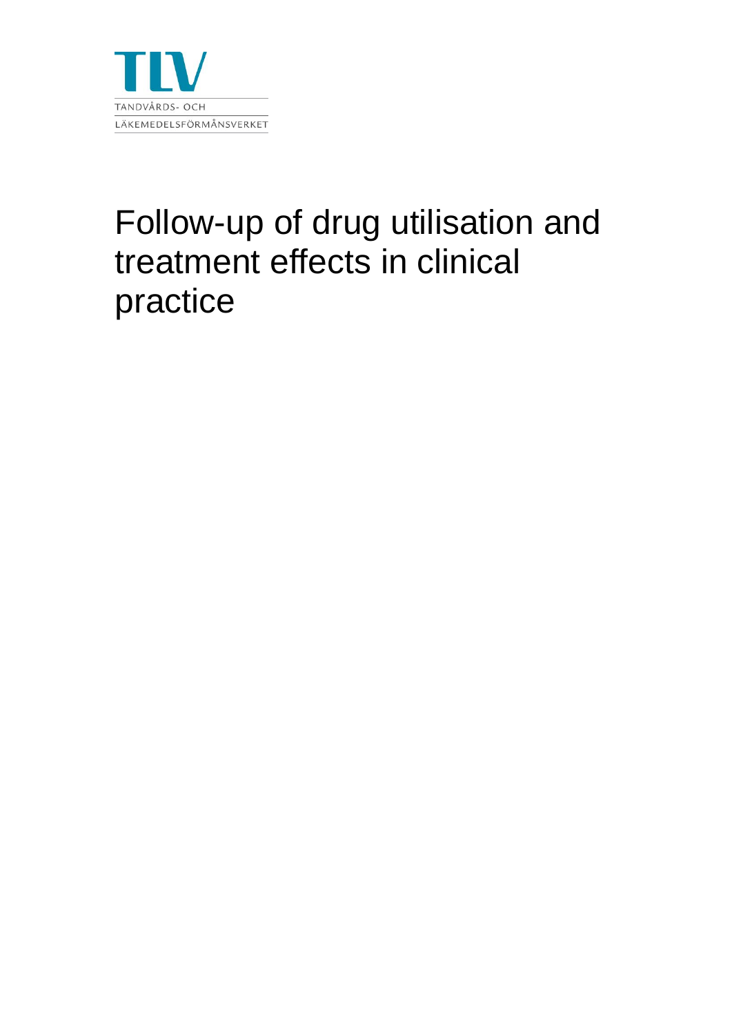TLV

TANDVÅRDS- OCH

LÄKEMEDELSFÖRMÅNSVERKET

# Follow-up of drug utilisation and treatment effects in clinical practice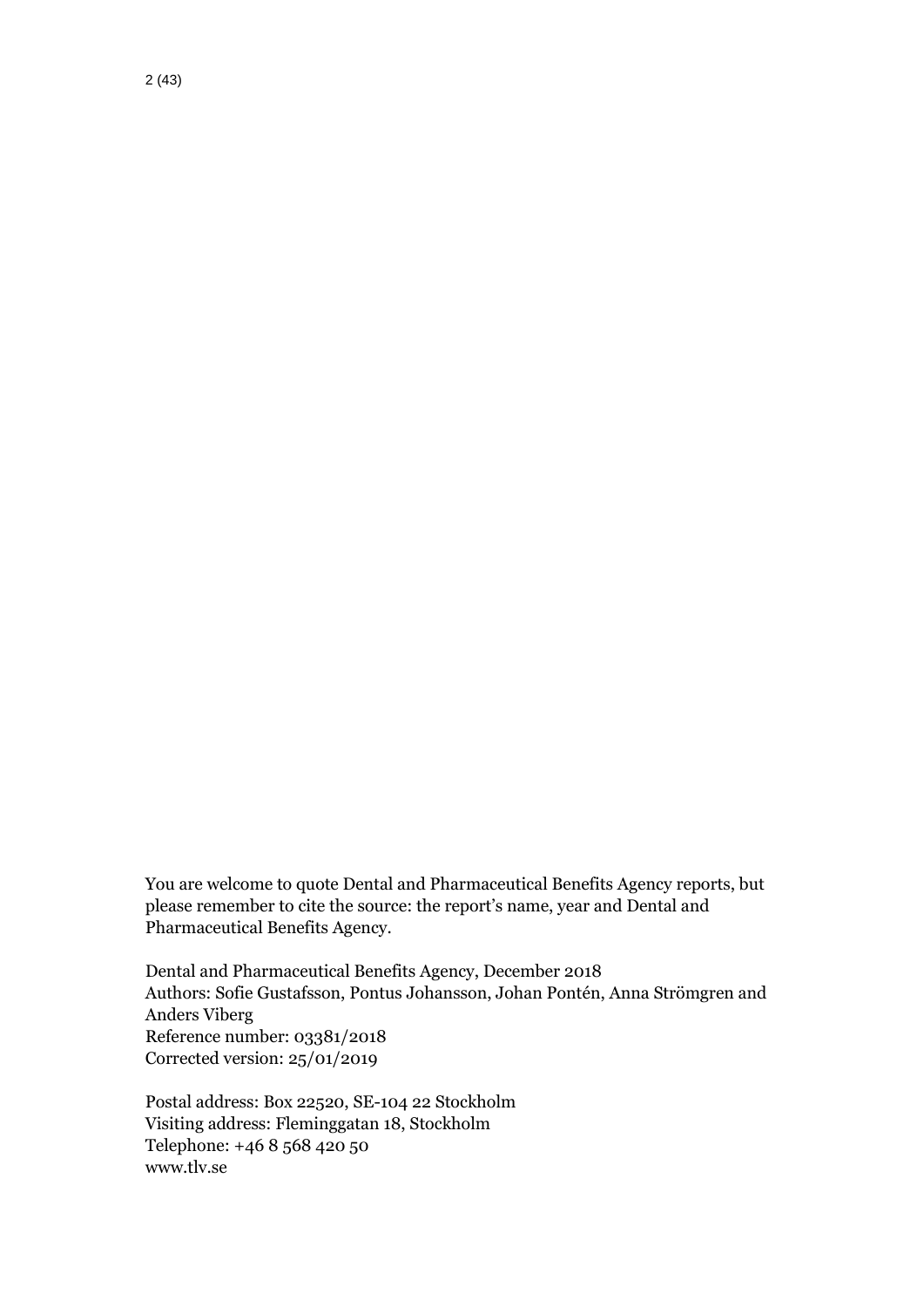You are welcome to quote Dental and Pharmaceutical Benefits Agency reports, but please remember to cite the source: the report's name, year and Dental and Pharmaceutical Benefits Agency.

Dental and Pharmaceutical Benefits Agency, December 2018
Authors: Sofie Gustafsson, Pontus Johansson, Johan Pontén, Anna Strömgren and Anders Viberg
Reference number: 03381/2018
Corrected version: 25/01/2019

Postal address: Box 22520, SE-104 22 Stockholm
Visiting address: Fleminggatan 18, Stockholm
Telephone: +46 8 568 420 50
www.tlv.se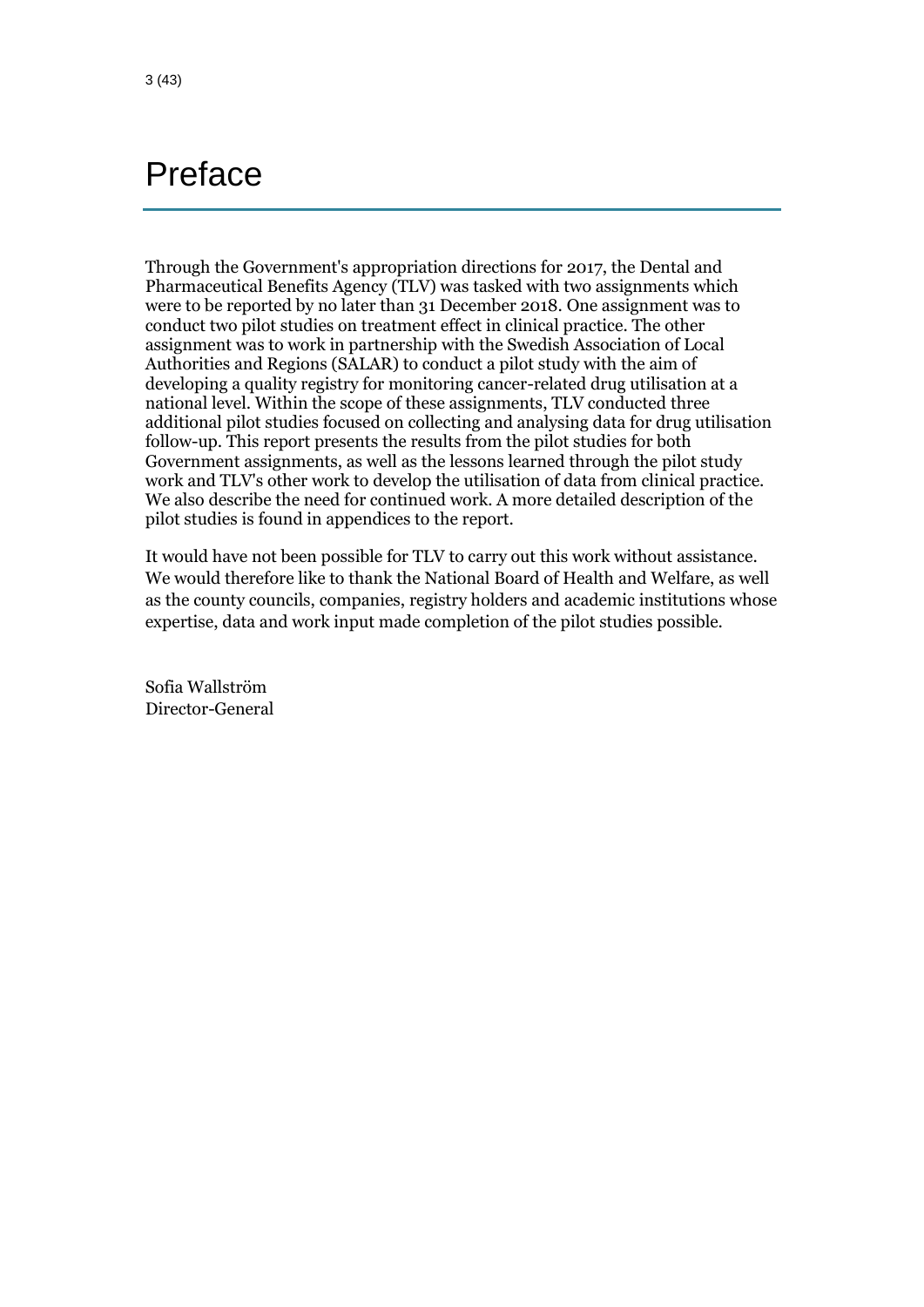# Preface

Through the Government's appropriation directions for 2017, the Dental and Pharmaceutical Benefits Agency (TLV) was tasked with two assignments which were to be reported by no later than 31 December 2018. One assignment was to conduct two pilot studies on treatment effect in clinical practice. The other assignment was to work in partnership with the Swedish Association of Local Authorities and Regions (SALAR) to conduct a pilot study with the aim of developing a quality registry for monitoring cancer-related drug utilisation at a national level. Within the scope of these assignments, TLV conducted three additional pilot studies focused on collecting and analysing data for drug utilisation follow-up. This report presents the results from the pilot studies for both Government assignments, as well as the lessons learned through the pilot study work and TLV's other work to develop the utilisation of data from clinical practice. We also describe the need for continued work. A more detailed description of the pilot studies is found in appendices to the report.

It would have not been possible for TLV to carry out this work without assistance. We would therefore like to thank the National Board of Health and Welfare, as well as the county councils, companies, registry holders and academic institutions whose expertise, data and work input made completion of the pilot studies possible.

Sofia Wallström
Director-General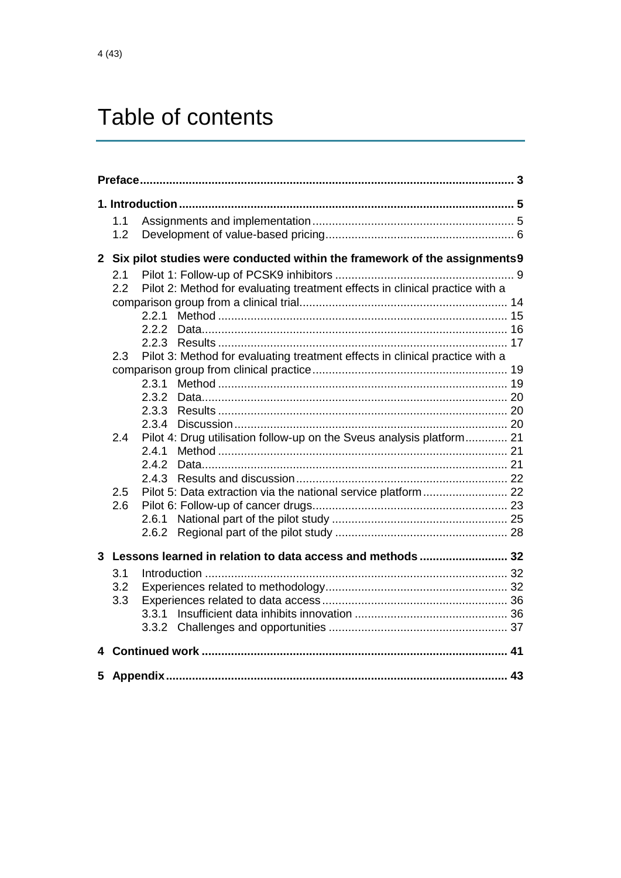# Table of contents

- Preface ... 3
- 1. Introduction ... 5
  - 1.1 Assignments and implementation ... 5
  - 1.2 Development of value-based pricing ... 6
- 2 Six pilot studies were conducted within the framework of the assignments ... 9
  - 2.1 Pilot 1: Follow-up of PCSK9 inhibitors ... 9
  - 2.2 Pilot 2: Method for evaluating treatment effects in clinical practice with a comparison group from a clinical trial ... 14
    - 2.2.1 Method ... 15
    - 2.2.2 Data ... 16
    - 2.2.3 Results ... 17
  - 2.3 Pilot 3: Method for evaluating treatment effects in clinical practice with a comparison group from clinical practice ... 19
    - 2.3.1 Method ... 19
    - 2.3.2 Data ... 20
    - 2.3.3 Results ... 20
    - 2.3.4 Discussion ... 20
  - 2.4 Pilot 4: Drug utilisation follow-up on the Sveus analysis platform ... 21
    - 2.4.1 Method ... 21
    - 2.4.2 Data ... 21
    - 2.4.3 Results and discussion ... 22
  - 2.5 Pilot 5: Data extraction via the national service platform ... 22
  - 2.6 Pilot 6: Follow-up of cancer drugs ... 23
    - 2.6.1 National part of the pilot study ... 25
    - 2.6.2 Regional part of the pilot study ... 28
- 3 Lessons learned in relation to data access and methods ... 32
  - 3.1 Introduction ... 32
  - 3.2 Experiences related to methodology ... 32
  - 3.3 Experiences related to data access ... 36
    - 3.3.1 Insufficient data inhibits innovation ... 36
    - 3.3.2 Challenges and opportunities ... 37
- 4 Continued work ... 41
- 5 Appendix ... 43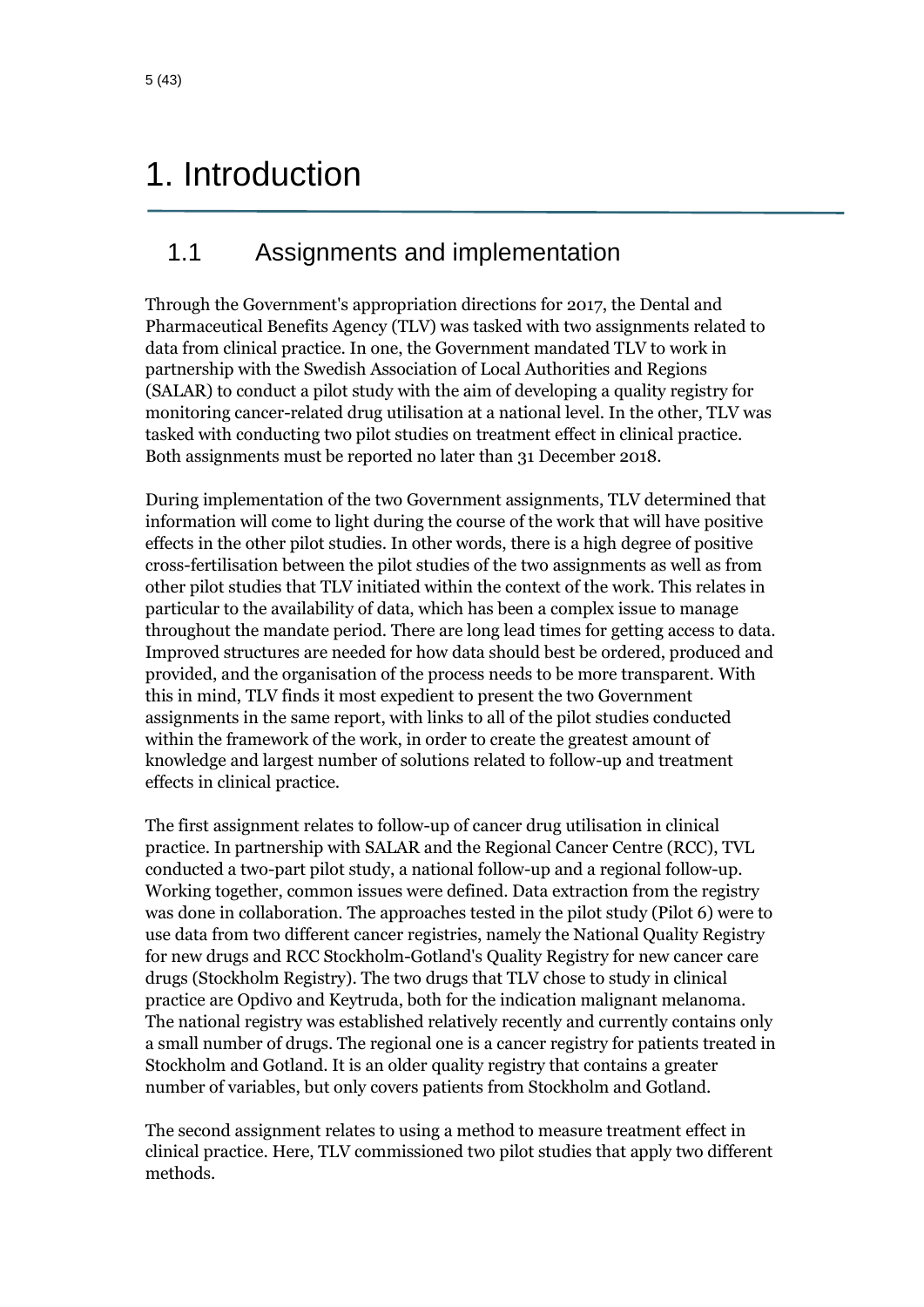# 1. Introduction

## 1.1 Assignments and implementation

Through the Government's appropriation directions for 2017, the Dental and Pharmaceutical Benefits Agency (TLV) was tasked with two assignments related to data from clinical practice. In one, the Government mandated TLV to work in partnership with the Swedish Association of Local Authorities and Regions (SALAR) to conduct a pilot study with the aim of developing a quality registry for monitoring cancer-related drug utilisation at a national level. In the other, TLV was tasked with conducting two pilot studies on treatment effect in clinical practice. Both assignments must be reported no later than 31 December 2018.

During implementation of the two Government assignments, TLV determined that information will come to light during the course of the work that will have positive effects in the other pilot studies. In other words, there is a high degree of positive cross-fertilisation between the pilot studies of the two assignments as well as from other pilot studies that TLV initiated within the context of the work. This relates in particular to the availability of data, which has been a complex issue to manage throughout the mandate period. There are long lead times for getting access to data. Improved structures are needed for how data should best be ordered, produced and provided, and the organisation of the process needs to be more transparent. With this in mind, TLV finds it most expedient to present the two Government assignments in the same report, with links to all of the pilot studies conducted within the framework of the work, in order to create the greatest amount of knowledge and largest number of solutions related to follow-up and treatment effects in clinical practice.

The first assignment relates to follow-up of cancer drug utilisation in clinical practice. In partnership with SALAR and the Regional Cancer Centre (RCC), TVL conducted a two-part pilot study, a national follow-up and a regional follow-up. Working together, common issues were defined. Data extraction from the registry was done in collaboration. The approaches tested in the pilot study (Pilot 6) were to use data from two different cancer registries, namely the National Quality Registry for new drugs and RCC Stockholm-Gotland's Quality Registry for new cancer care drugs (Stockholm Registry). The two drugs that TLV chose to study in clinical practice are Opdivo and Keytruda, both for the indication malignant melanoma. The national registry was established relatively recently and currently contains only a small number of drugs. The regional one is a cancer registry for patients treated in Stockholm and Gotland. It is an older quality registry that contains a greater number of variables, but only covers patients from Stockholm and Gotland.

The second assignment relates to using a method to measure treatment effect in clinical practice. Here, TLV commissioned two pilot studies that apply two different methods.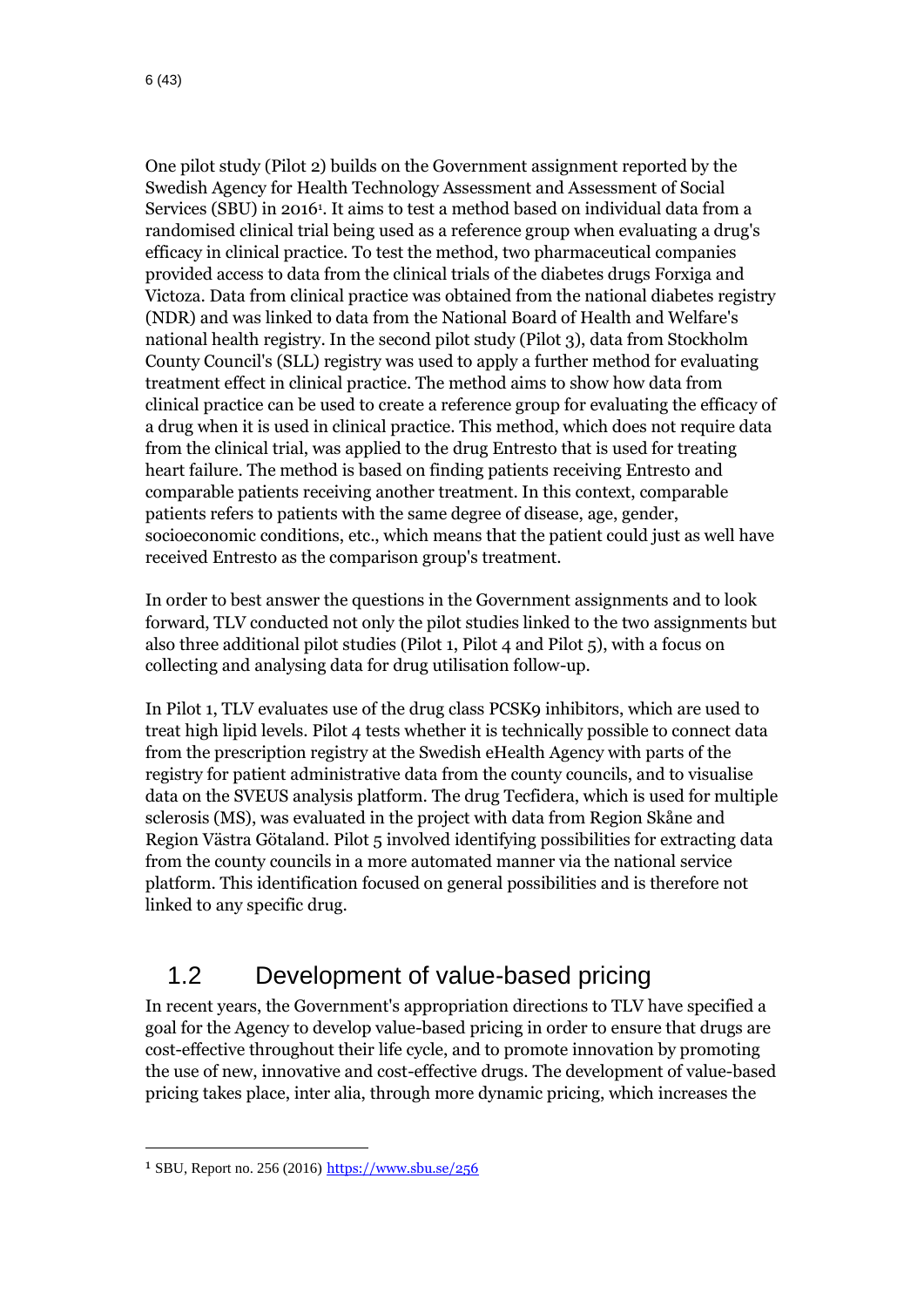One pilot study (Pilot 2) builds on the Government assignment reported by the Swedish Agency for Health Technology Assessment and Assessment of Social Services (SBU) in 2016[1]. It aims to test a method based on individual data from a randomised clinical trial being used as a reference group when evaluating a drug's efficacy in clinical practice. To test the method, two pharmaceutical companies provided access to data from the clinical trials of the diabetes drugs Forxiga and Victoza. Data from clinical practice was obtained from the national diabetes registry (NDR) and was linked to data from the National Board of Health and Welfare's national health registry. In the second pilot study (Pilot 3), data from Stockholm County Council's (SLL) registry was used to apply a further method for evaluating treatment effect in clinical practice. The method aims to show how data from clinical practice can be used to create a reference group for evaluating the efficacy of a drug when it is used in clinical practice. This method, which does not require data from the clinical trial, was applied to the drug Entresto that is used for treating heart failure. The method is based on finding patients receiving Entresto and comparable patients receiving another treatment. In this context, comparable patients refers to patients with the same degree of disease, age, gender, socioeconomic conditions, etc., which means that the patient could just as well have received Entresto as the comparison group's treatment.

In order to best answer the questions in the Government assignments and to look forward, TLV conducted not only the pilot studies linked to the two assignments but also three additional pilot studies (Pilot 1, Pilot 4 and Pilot 5), with a focus on collecting and analysing data for drug utilisation follow-up.

In Pilot 1, TLV evaluates use of the drug class PCSK9 inhibitors, which are used to treat high lipid levels. Pilot 4 tests whether it is technically possible to connect data from the prescription registry at the Swedish eHealth Agency with parts of the registry for patient administrative data from the county councils, and to visualise data on the SVEUS analysis platform. The drug Tecfidera, which is used for multiple sclerosis (MS), was evaluated in the project with data from Region Skåne and Region Västra Götaland. Pilot 5 involved identifying possibilities for extracting data from the county councils in a more automated manner via the national service platform. This identification focused on general possibilities and is therefore not linked to any specific drug.

## 1.2 Development of value-based pricing

In recent years, the Government's appropriation directions to TLV have specified a goal for the Agency to develop value-based pricing in order to ensure that drugs are cost-effective throughout their life cycle, and to promote innovation by promoting the use of new, innovative and cost-effective drugs. The development of value-based pricing takes place, inter alia, through more dynamic pricing, which increases the

---

[1] SBU, Report no. 256 (2016) https://www.sbu.se/256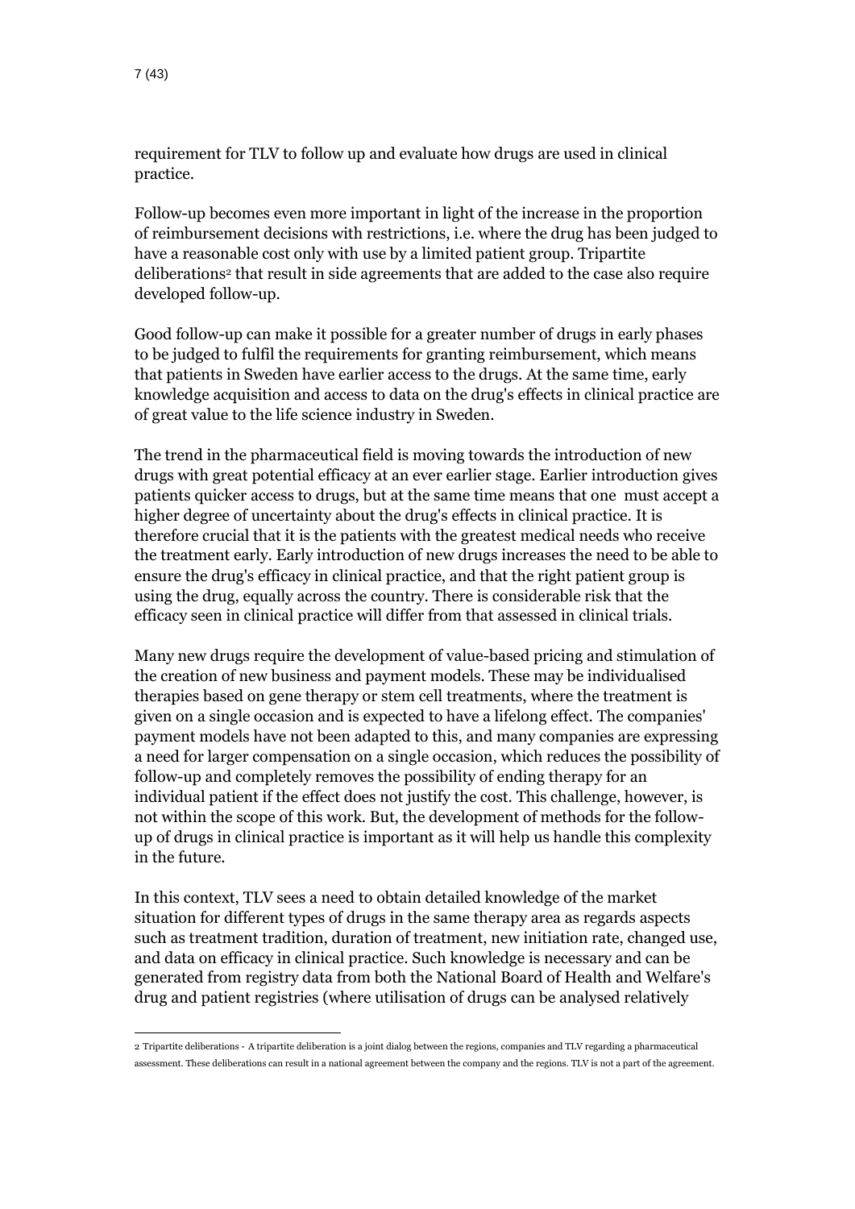requirement for TLV to follow up and evaluate how drugs are used in clinical practice.

Follow-up becomes even more important in light of the increase in the proportion of reimbursement decisions with restrictions, i.e. where the drug has been judged to have a reasonable cost only with use by a limited patient group. Tripartite deliberations[2] that result in side agreements that are added to the case also require developed follow-up.

Good follow-up can make it possible for a greater number of drugs in early phases to be judged to fulfil the requirements for granting reimbursement, which means that patients in Sweden have earlier access to the drugs. At the same time, early knowledge acquisition and access to data on the drug's effects in clinical practice are of great value to the life science industry in Sweden.

The trend in the pharmaceutical field is moving towards the introduction of new drugs with great potential efficacy at an ever earlier stage. Earlier introduction gives patients quicker access to drugs, but at the same time means that one must accept a higher degree of uncertainty about the drug's effects in clinical practice. It is therefore crucial that it is the patients with the greatest medical needs who receive the treatment early. Early introduction of new drugs increases the need to be able to ensure the drug's efficacy in clinical practice, and that the right patient group is using the drug, equally across the country. There is considerable risk that the efficacy seen in clinical practice will differ from that assessed in clinical trials.

Many new drugs require the development of value-based pricing and stimulation of the creation of new business and payment models. These may be individualised therapies based on gene therapy or stem cell treatments, where the treatment is given on a single occasion and is expected to have a lifelong effect. The companies' payment models have not been adapted to this, and many companies are expressing a need for larger compensation on a single occasion, which reduces the possibility of follow-up and completely removes the possibility of ending therapy for an individual patient if the effect does not justify the cost. This challenge, however, is not within the scope of this work. But, the development of methods for the follow-up of drugs in clinical practice is important as it will help us handle this complexity in the future.

In this context, TLV sees a need to obtain detailed knowledge of the market situation for different types of drugs in the same therapy area as regards aspects such as treatment tradition, duration of treatment, new initiation rate, changed use, and data on efficacy in clinical practice. Such knowledge is necessary and can be generated from registry data from both the National Board of Health and Welfare's drug and patient registries (where utilisation of drugs can be analysed relatively

---

[2] Tripartite deliberations - A tripartite deliberation is a joint dialog between the regions, companies and TLV regarding a pharmaceutical assessment. These deliberations can result in a national agreement between the company and the regions. TLV is not a part of the agreement.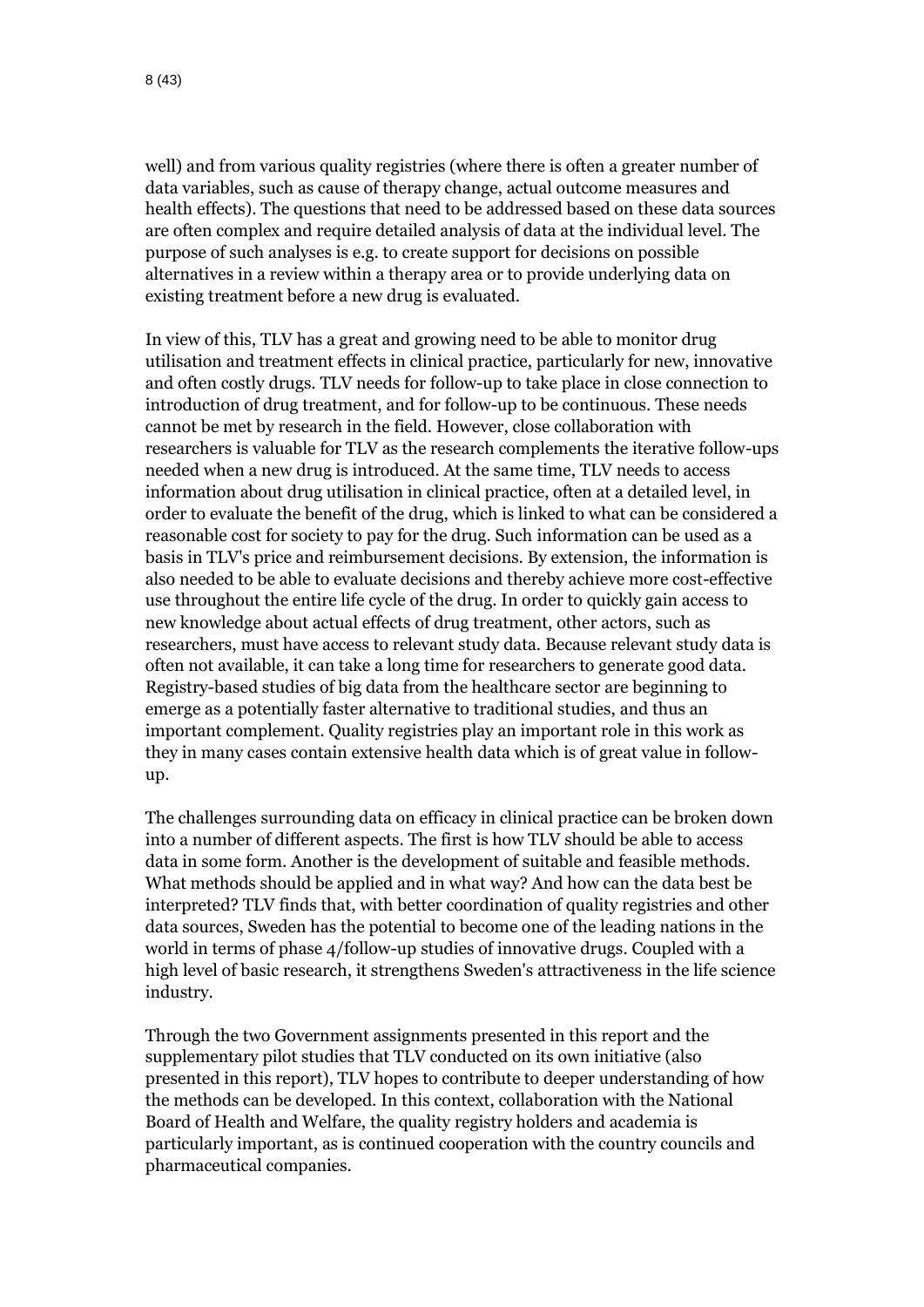well) and from various quality registries (where there is often a greater number of data variables, such as cause of therapy change, actual outcome measures and health effects). The questions that need to be addressed based on these data sources are often complex and require detailed analysis of data at the individual level. The purpose of such analyses is e.g. to create support for decisions on possible alternatives in a review within a therapy area or to provide underlying data on existing treatment before a new drug is evaluated.

In view of this, TLV has a great and growing need to be able to monitor drug utilisation and treatment effects in clinical practice, particularly for new, innovative and often costly drugs. TLV needs for follow-up to take place in close connection to introduction of drug treatment, and for follow-up to be continuous. These needs cannot be met by research in the field. However, close collaboration with researchers is valuable for TLV as the research complements the iterative follow-ups needed when a new drug is introduced. At the same time, TLV needs to access information about drug utilisation in clinical practice, often at a detailed level, in order to evaluate the benefit of the drug, which is linked to what can be considered a reasonable cost for society to pay for the drug. Such information can be used as a basis in TLV's price and reimbursement decisions. By extension, the information is also needed to be able to evaluate decisions and thereby achieve more cost-effective use throughout the entire life cycle of the drug. In order to quickly gain access to new knowledge about actual effects of drug treatment, other actors, such as researchers, must have access to relevant study data. Because relevant study data is often not available, it can take a long time for researchers to generate good data. Registry-based studies of big data from the healthcare sector are beginning to emerge as a potentially faster alternative to traditional studies, and thus an important complement. Quality registries play an important role in this work as they in many cases contain extensive health data which is of great value in follow-up.

The challenges surrounding data on efficacy in clinical practice can be broken down into a number of different aspects. The first is how TLV should be able to access data in some form. Another is the development of suitable and feasible methods. What methods should be applied and in what way? And how can the data best be interpreted? TLV finds that, with better coordination of quality registries and other data sources, Sweden has the potential to become one of the leading nations in the world in terms of phase 4/follow-up studies of innovative drugs. Coupled with a high level of basic research, it strengthens Sweden's attractiveness in the life science industry.

Through the two Government assignments presented in this report and the supplementary pilot studies that TLV conducted on its own initiative (also presented in this report), TLV hopes to contribute to deeper understanding of how the methods can be developed. In this context, collaboration with the National Board of Health and Welfare, the quality registry holders and academia is particularly important, as is continued cooperation with the country councils and pharmaceutical companies.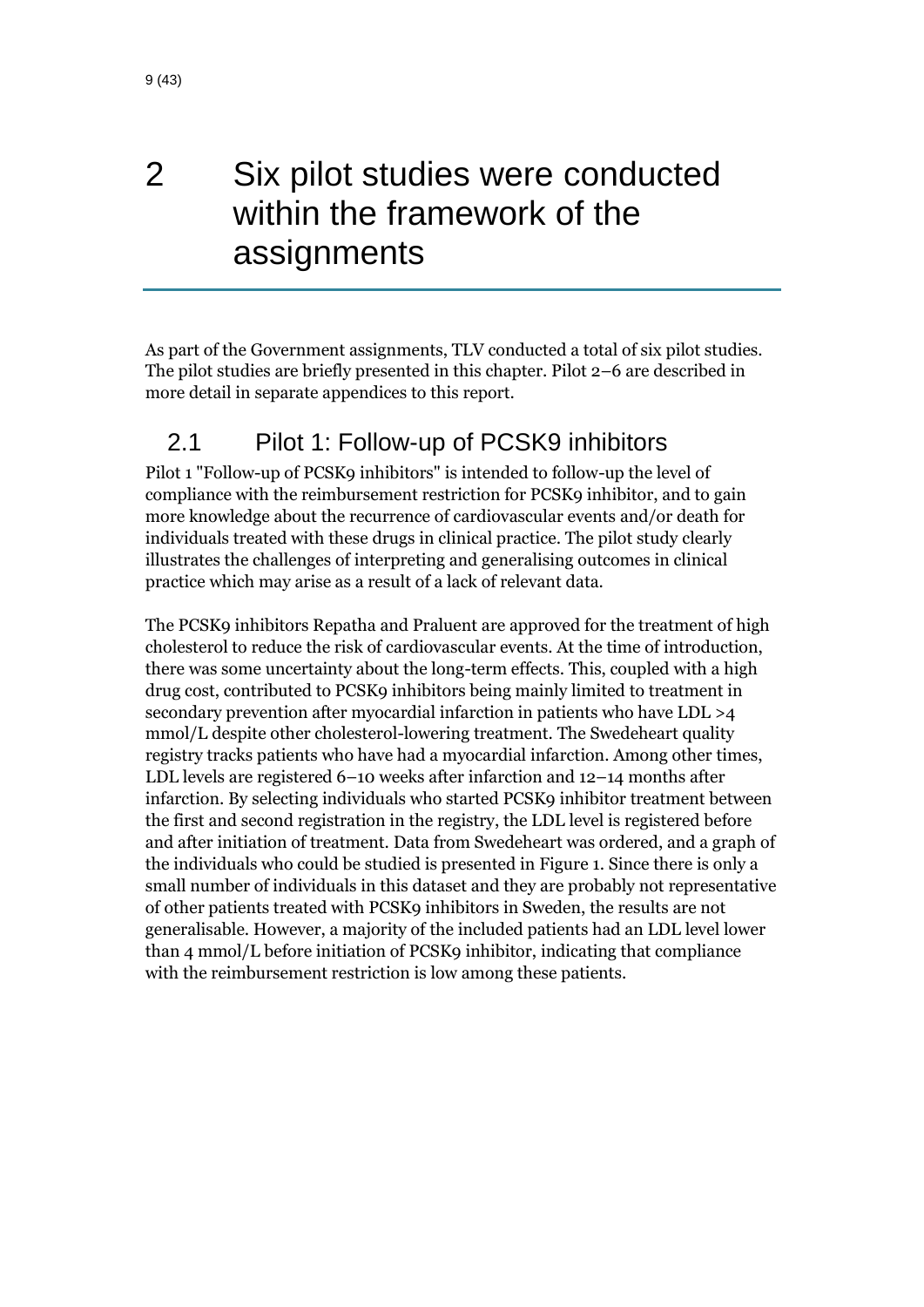# 2 Six pilot studies were conducted within the framework of the assignments

As part of the Government assignments, TLV conducted a total of six pilot studies. The pilot studies are briefly presented in this chapter. Pilot 2–6 are described in more detail in separate appendices to this report.

## 2.1 Pilot 1: Follow-up of PCSK9 inhibitors

Pilot 1 "Follow-up of PCSK9 inhibitors" is intended to follow-up the level of compliance with the reimbursement restriction for PCSK9 inhibitor, and to gain more knowledge about the recurrence of cardiovascular events and/or death for individuals treated with these drugs in clinical practice. The pilot study clearly illustrates the challenges of interpreting and generalising outcomes in clinical practice which may arise as a result of a lack of relevant data.

The PCSK9 inhibitors Repatha and Praluent are approved for the treatment of high cholesterol to reduce the risk of cardiovascular events. At the time of introduction, there was some uncertainty about the long-term effects. This, coupled with a high drug cost, contributed to PCSK9 inhibitors being mainly limited to treatment in secondary prevention after myocardial infarction in patients who have LDL >4 mmol/L despite other cholesterol-lowering treatment. The Swedeheart quality registry tracks patients who have had a myocardial infarction. Among other times, LDL levels are registered 6–10 weeks after infarction and 12–14 months after infarction. By selecting individuals who started PCSK9 inhibitor treatment between the first and second registration in the registry, the LDL level is registered before and after initiation of treatment. Data from Swedeheart was ordered, and a graph of the individuals who could be studied is presented in Figure 1. Since there is only a small number of individuals in this dataset and they are probably not representative of other patients treated with PCSK9 inhibitors in Sweden, the results are not generalisable. However, a majority of the included patients had an LDL level lower than 4 mmol/L before initiation of PCSK9 inhibitor, indicating that compliance with the reimbursement restriction is low among these patients.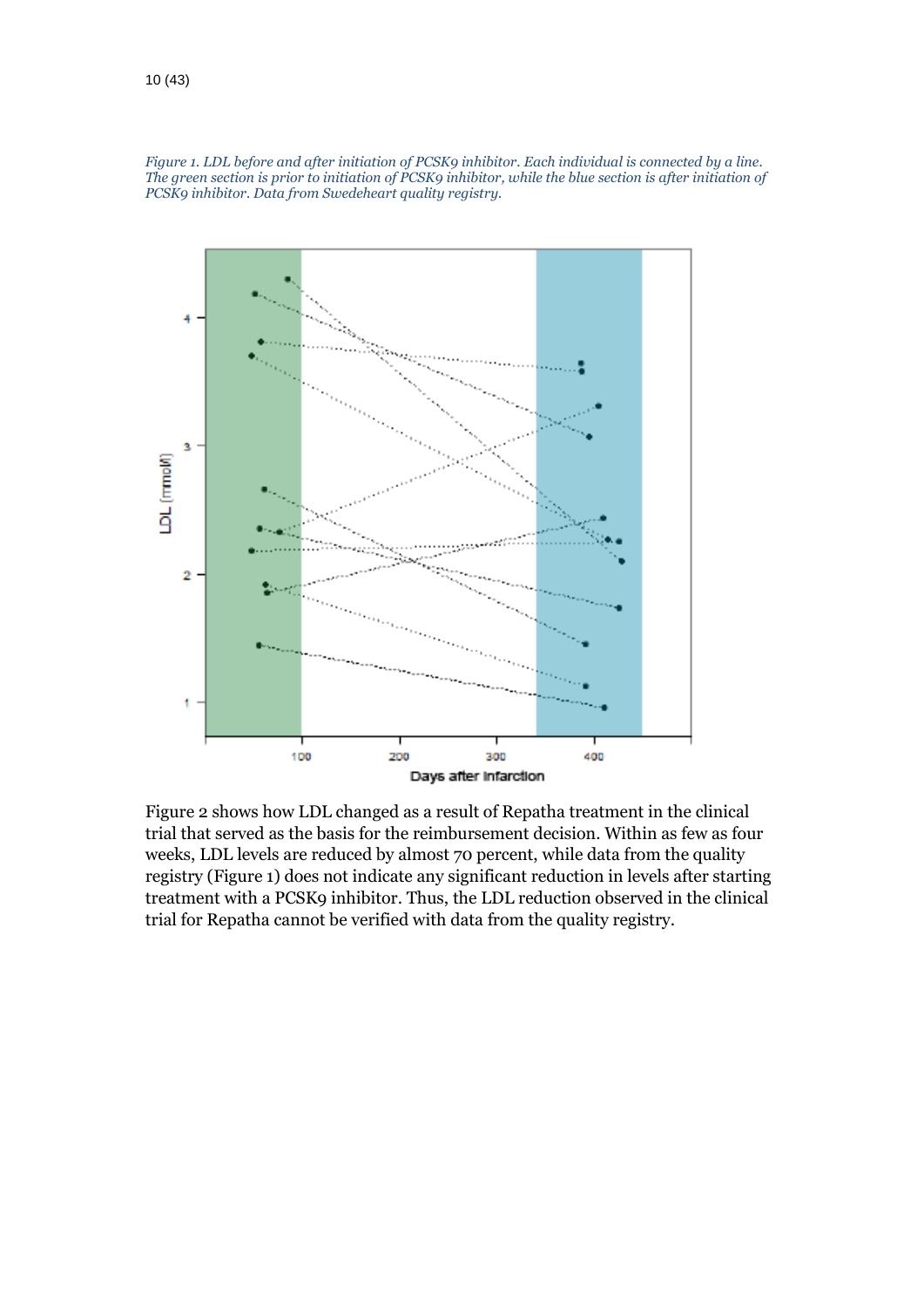*Figure 1. LDL before and after initiation of PCSK9 inhibitor. Each individual is connected by a line. The green section is prior to initiation of PCSK9 inhibitor, while the blue section is after initiation of PCSK9 inhibitor. Data from Swedeheart quality registry.*

Figure 2 shows how LDL changed as a result of Repatha treatment in the clinical trial that served as the basis for the reimbursement decision. Within as few as four weeks, LDL levels are reduced by almost 70 percent, while data from the quality registry (Figure 1) does not indicate any significant reduction in levels after starting treatment with a PCSK9 inhibitor. Thus, the LDL reduction observed in the clinical trial for Repatha cannot be verified with data from the quality registry.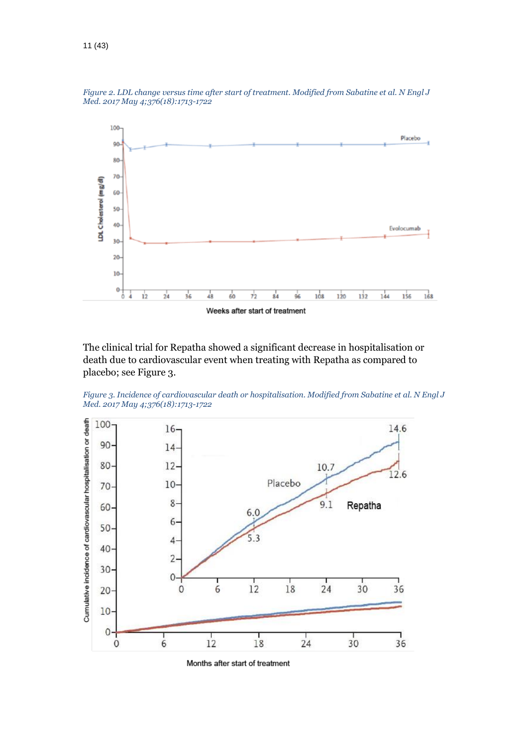*Figure 2. LDL change versus time after start of treatment. Modified from Sabatine et al. N Engl J Med. 2017 May 4;376(18):1713-1722*

The clinical trial for Repatha showed a significant decrease in hospitalisation or death due to cardiovascular event when treating with Repatha as compared to placebo; see Figure 3.

*Figure 3. Incidence of cardiovascular death or hospitalisation. Modified from Sabatine et al. N Engl J Med. 2017 May 4;376(18):1713-1722*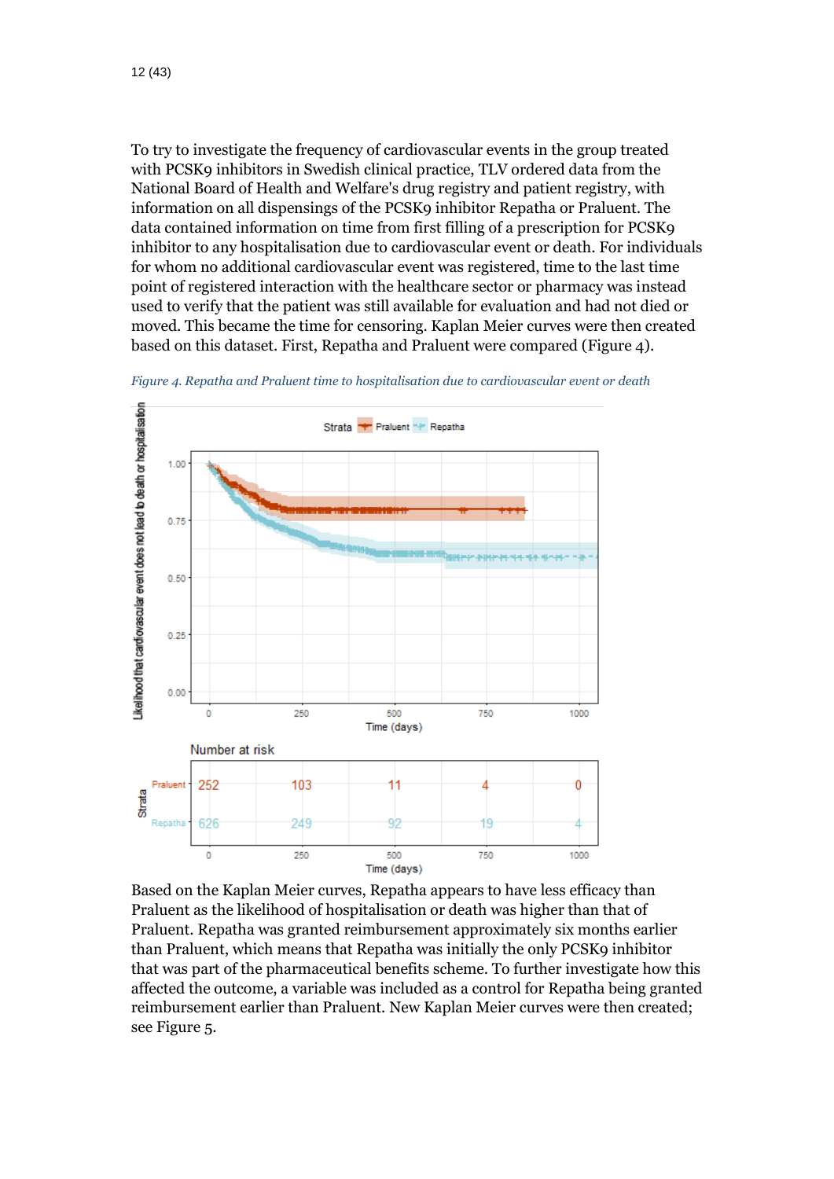To try to investigate the frequency of cardiovascular events in the group treated with PCSK9 inhibitors in Swedish clinical practice, TLV ordered data from the National Board of Health and Welfare's drug registry and patient registry, with information on all dispensings of the PCSK9 inhibitor Repatha or Praluent. The data contained information on time from first filling of a prescription for PCSK9 inhibitor to any hospitalisation due to cardiovascular event or death. For individuals for whom no additional cardiovascular event was registered, time to the last time point of registered interaction with the healthcare sector or pharmacy was instead used to verify that the patient was still available for evaluation and had not died or moved. This became the time for censoring. Kaplan Meier curves were then created based on this dataset. First, Repatha and Praluent were compared (Figure 4).

*Figure 4. Repatha and Praluent time to hospitalisation due to cardiovascular event or death*

Number at risk

| Strata | 0 | 250 | 500 | 750 | 1000 |
|---|---|---|---|---|---|
| Praluent | 252 | 103 | 11 | 4 | 0 |
| Repatha | 626 | 249 | 92 | 19 | 4 |

Time (days)

Based on the Kaplan Meier curves, Repatha appears to have less efficacy than Praluent as the likelihood of hospitalisation or death was higher than that of Praluent. Repatha was granted reimbursement approximately six months earlier than Praluent, which means that Repatha was initially the only PCSK9 inhibitor that was part of the pharmaceutical benefits scheme. To further investigate how this affected the outcome, a variable was included as a control for Repatha being granted reimbursement earlier than Praluent. New Kaplan Meier curves were then created; see Figure 5.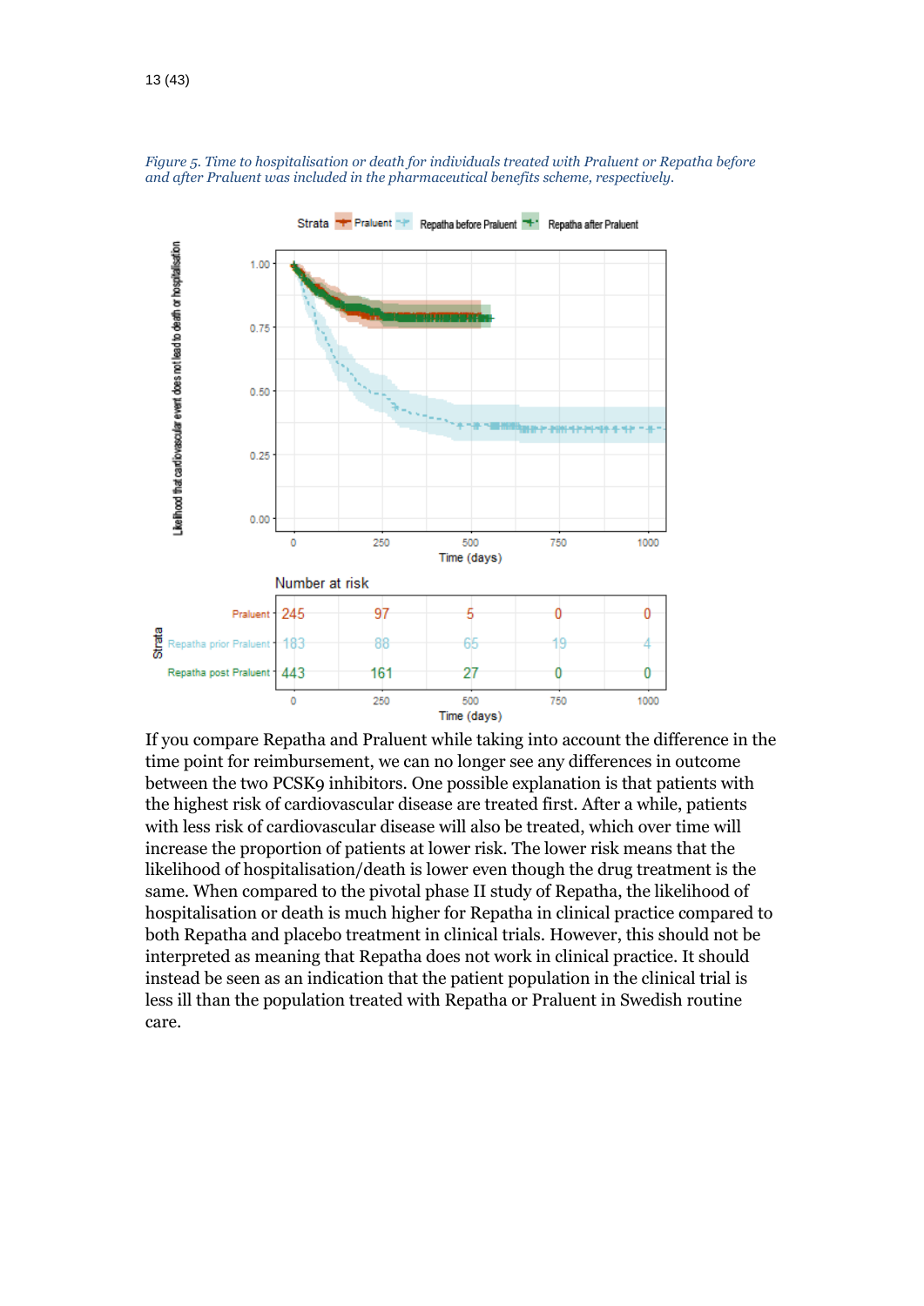*Figure 5. Time to hospitalisation or death for individuals treated with Praluent or Repatha before and after Praluent was included in the pharmaceutical benefits scheme, respectively.*

Number at risk

| Strata | 0 | 250 | 500 | 750 | 1000 |
|---|---|---|---|---|---|
| Praluent | 245 | 97 | 5 | 0 | 0 |
| Repatha prior Praluent | 183 | 88 | 65 | 19 | 4 |
| Repatha post Praluent | 443 | 161 | 27 | 0 | 0 |

If you compare Repatha and Praluent while taking into account the difference in the time point for reimbursement, we can no longer see any differences in outcome between the two PCSK9 inhibitors. One possible explanation is that patients with the highest risk of cardiovascular disease are treated first. After a while, patients with less risk of cardiovascular disease will also be treated, which over time will increase the proportion of patients at lower risk. The lower risk means that the likelihood of hospitalisation/death is lower even though the drug treatment is the same. When compared to the pivotal phase II study of Repatha, the likelihood of hospitalisation or death is much higher for Repatha in clinical practice compared to both Repatha and placebo treatment in clinical trials. However, this should not be interpreted as meaning that Repatha does not work in clinical practice. It should instead be seen as an indication that the patient population in the clinical trial is less ill than the population treated with Repatha or Praluent in Swedish routine care.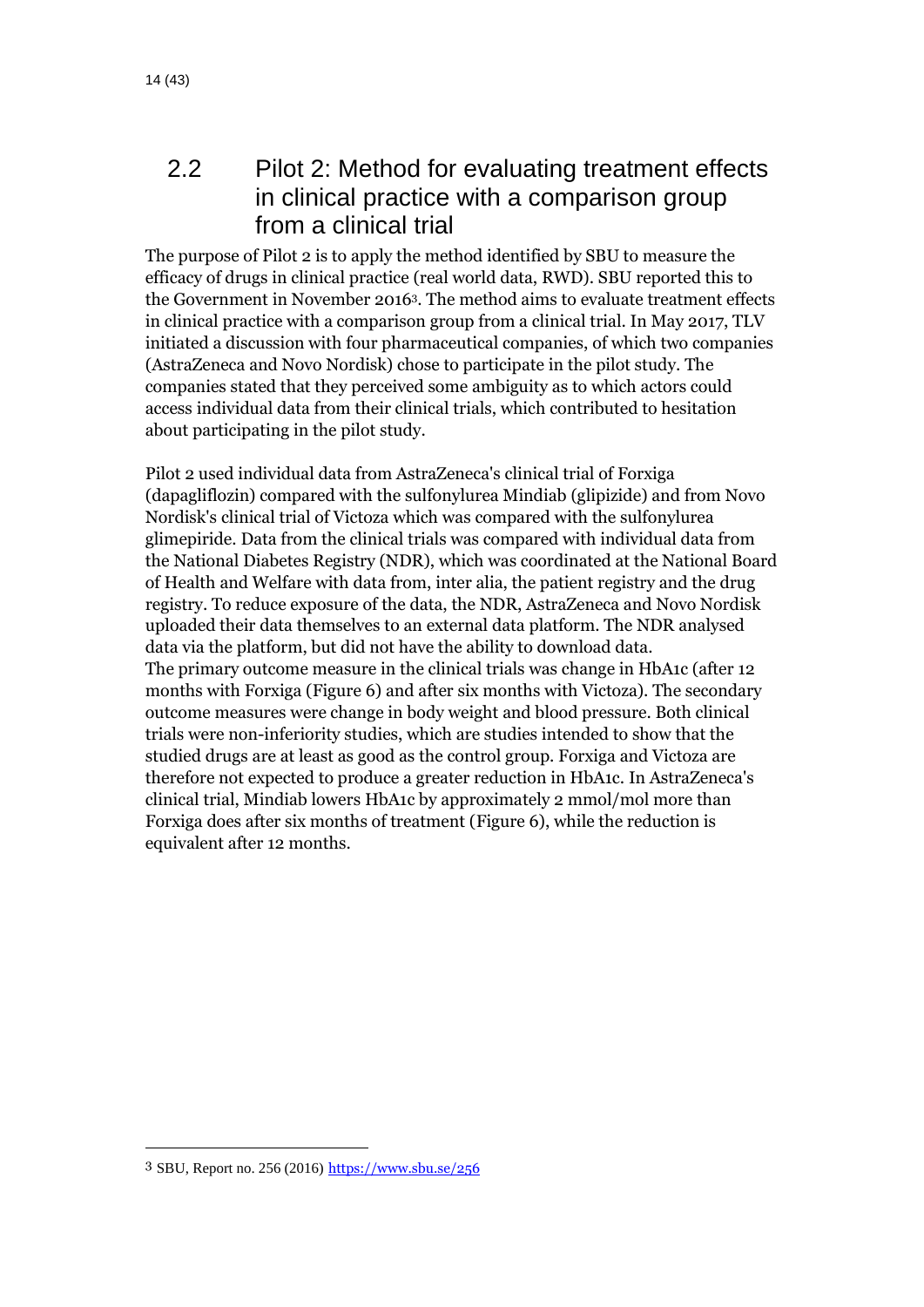## 2.2 Pilot 2: Method for evaluating treatment effects in clinical practice with a comparison group from a clinical trial

The purpose of Pilot 2 is to apply the method identified by SBU to measure the efficacy of drugs in clinical practice (real world data, RWD). SBU reported this to the Government in November 2016[3]. The method aims to evaluate treatment effects in clinical practice with a comparison group from a clinical trial. In May 2017, TLV initiated a discussion with four pharmaceutical companies, of which two companies (AstraZeneca and Novo Nordisk) chose to participate in the pilot study. The companies stated that they perceived some ambiguity as to which actors could access individual data from their clinical trials, which contributed to hesitation about participating in the pilot study.

Pilot 2 used individual data from AstraZeneca's clinical trial of Forxiga (dapagliflozin) compared with the sulfonylurea Mindiab (glipizide) and from Novo Nordisk's clinical trial of Victoza which was compared with the sulfonylurea glimepiride. Data from the clinical trials was compared with individual data from the National Diabetes Registry (NDR), which was coordinated at the National Board of Health and Welfare with data from, inter alia, the patient registry and the drug registry. To reduce exposure of the data, the NDR, AstraZeneca and Novo Nordisk uploaded their data themselves to an external data platform. The NDR analysed data via the platform, but did not have the ability to download data.
The primary outcome measure in the clinical trials was change in HbA1c (after 12 months with Forxiga (Figure 6) and after six months with Victoza). The secondary outcome measures were change in body weight and blood pressure. Both clinical trials were non-inferiority studies, which are studies intended to show that the studied drugs are at least as good as the control group. Forxiga and Victoza are therefore not expected to produce a greater reduction in HbA1c. In AstraZeneca's clinical trial, Mindiab lowers HbA1c by approximately 2 mmol/mol more than Forxiga does after six months of treatment (Figure 6), while the reduction is equivalent after 12 months.

---

[3] SBU, Report no. 256 (2016) https://www.sbu.se/256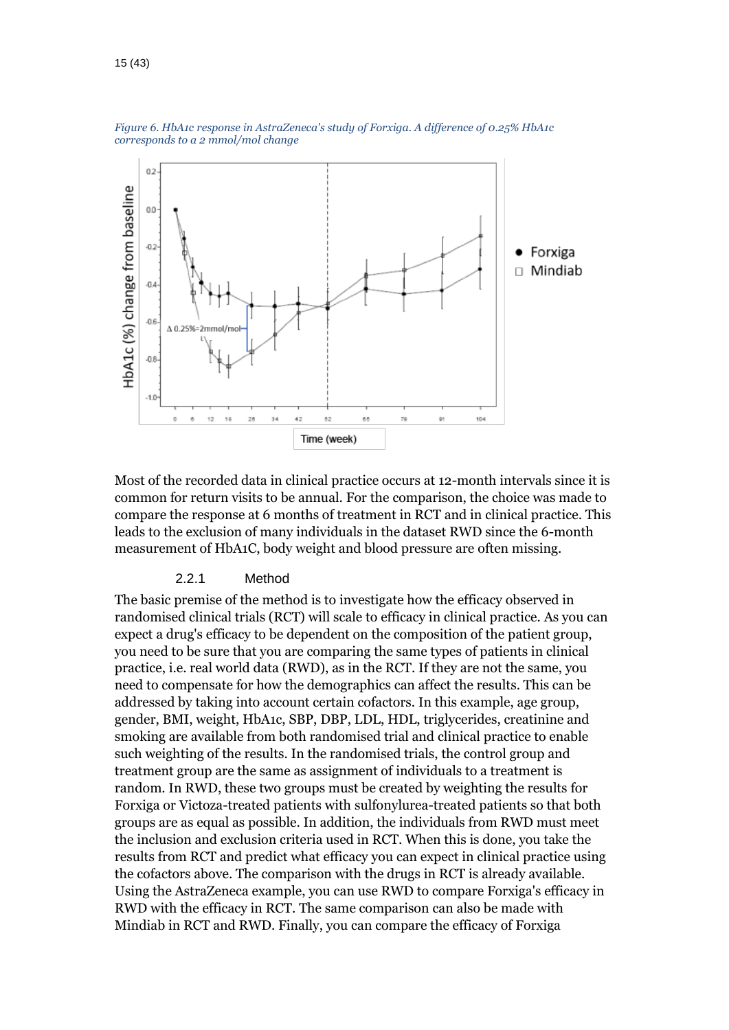*Figure 6. HbA1c response in AstraZeneca's study of Forxiga. A difference of 0.25% HbA1c corresponds to a 2 mmol/mol change*

Most of the recorded data in clinical practice occurs at 12-month intervals since it is common for return visits to be annual. For the comparison, the choice was made to compare the response at 6 months of treatment in RCT and in clinical practice. This leads to the exclusion of many individuals in the dataset RWD since the 6-month measurement of HbA1C, body weight and blood pressure are often missing.

### 2.2.1 Method

The basic premise of the method is to investigate how the efficacy observed in randomised clinical trials (RCT) will scale to efficacy in clinical practice. As you can expect a drug's efficacy to be dependent on the composition of the patient group, you need to be sure that you are comparing the same types of patients in clinical practice, i.e. real world data (RWD), as in the RCT. If they are not the same, you need to compensate for how the demographics can affect the results. This can be addressed by taking into account certain cofactors. In this example, age group, gender, BMI, weight, HbA1c, SBP, DBP, LDL, HDL, triglycerides, creatinine and smoking are available from both randomised trial and clinical practice to enable such weighting of the results. In the randomised trials, the control group and treatment group are the same as assignment of individuals to a treatment is random. In RWD, these two groups must be created by weighting the results for Forxiga or Victoza-treated patients with sulfonylurea-treated patients so that both groups are as equal as possible. In addition, the individuals from RWD must meet the inclusion and exclusion criteria used in RCT. When this is done, you take the results from RCT and predict what efficacy you can expect in clinical practice using the cofactors above. The comparison with the drugs in RCT is already available. Using the AstraZeneca example, you can use RWD to compare Forxiga's efficacy in RWD with the efficacy in RCT. The same comparison can also be made with Mindiab in RCT and RWD. Finally, you can compare the efficacy of Forxiga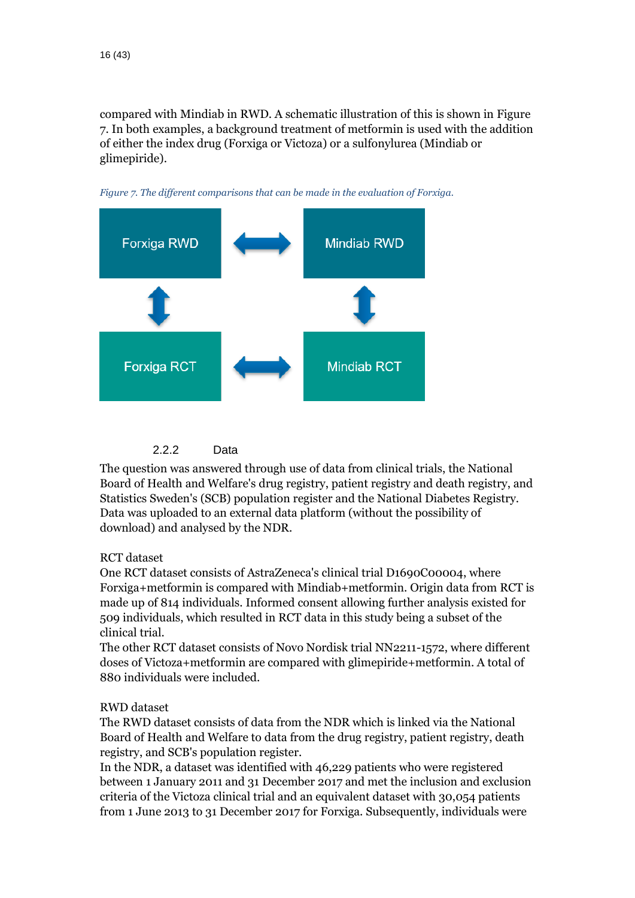compared with Mindiab in RWD. A schematic illustration of this is shown in Figure 7. In both examples, a background treatment of metformin is used with the addition of either the index drug (Forxiga or Victoza) or a sulfonylurea (Mindiab or glimepiride).

*Figure 7. The different comparisons that can be made in the evaluation of Forxiga.*

Forxiga RWD ⟷ Mindiab RWD

Forxiga RCT ⟷ Mindiab RCT

### 2.2.2 Data

The question was answered through use of data from clinical trials, the National Board of Health and Welfare's drug registry, patient registry and death registry, and Statistics Sweden's (SCB) population register and the National Diabetes Registry. Data was uploaded to an external data platform (without the possibility of download) and analysed by the NDR.

RCT dataset

One RCT dataset consists of AstraZeneca's clinical trial D1690C00004, where Forxiga+metformin is compared with Mindiab+metformin. Origin data from RCT is made up of 814 individuals. Informed consent allowing further analysis existed for 509 individuals, which resulted in RCT data in this study being a subset of the clinical trial.

The other RCT dataset consists of Novo Nordisk trial NN2211-1572, where different doses of Victoza+metformin are compared with glimepiride+metformin. A total of 880 individuals were included.

RWD dataset

The RWD dataset consists of data from the NDR which is linked via the National Board of Health and Welfare to data from the drug registry, patient registry, death registry, and SCB's population register.

In the NDR, a dataset was identified with 46,229 patients who were registered between 1 January 2011 and 31 December 2017 and met the inclusion and exclusion criteria of the Victoza clinical trial and an equivalent dataset with 30,054 patients from 1 June 2013 to 31 December 2017 for Forxiga. Subsequently, individuals were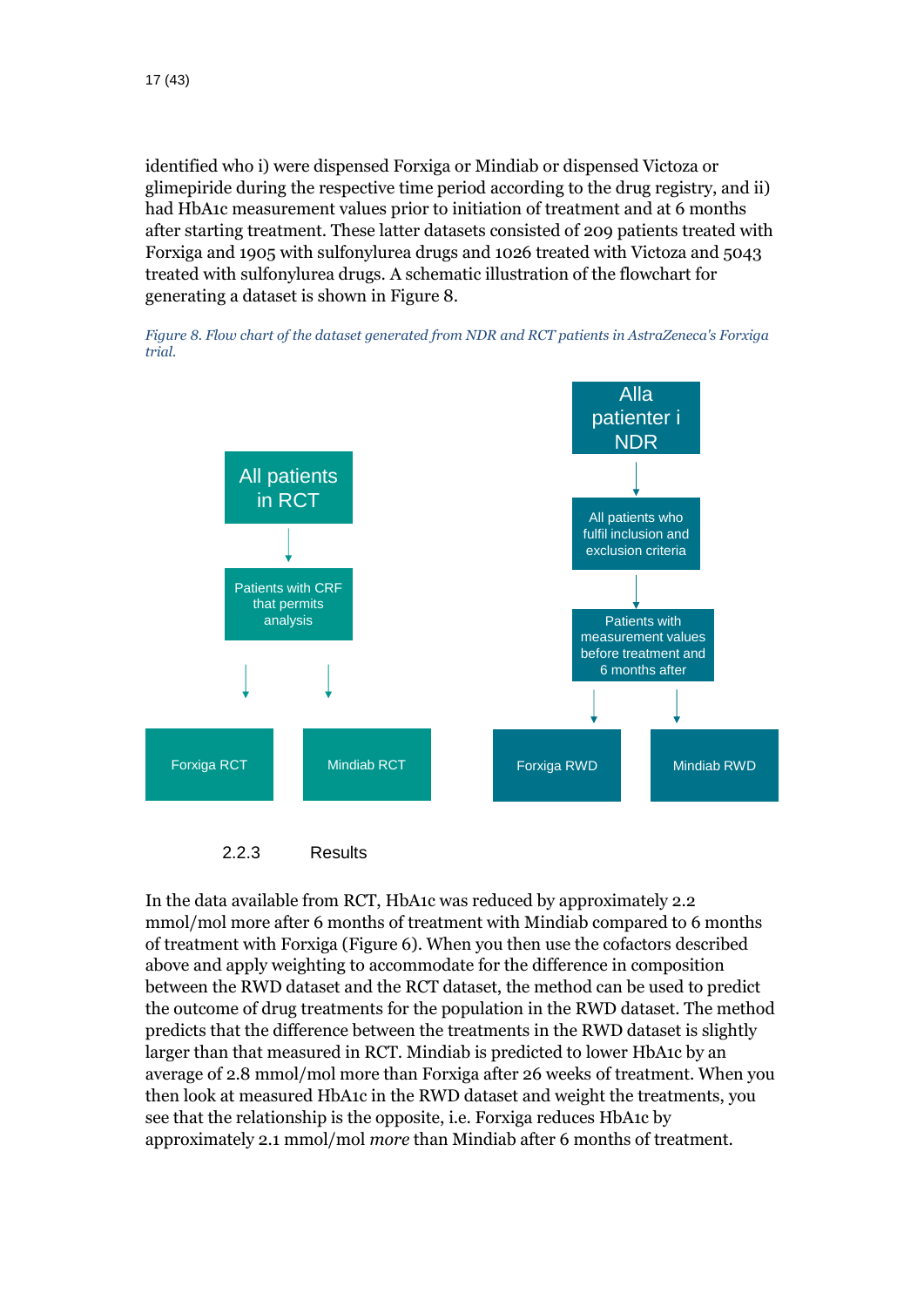identified who i) were dispensed Forxiga or Mindiab or dispensed Victoza or glimepiride during the respective time period according to the drug registry, and ii) had HbA1c measurement values prior to initiation of treatment and at 6 months after starting treatment. These latter datasets consisted of 209 patients treated with Forxiga and 1905 with sulfonylurea drugs and 1026 treated with Victoza and 5043 treated with sulfonylurea drugs. A schematic illustration of the flowchart for generating a dataset is shown in Figure 8.

*Figure 8. Flow chart of the dataset generated from NDR and RCT patients in AstraZeneca's Forxiga trial.*

All patients in RCT → Patients with CRF that permits analysis → Forxiga RCT / Mindiab RCT

Alla patienter i NDR → All patients who fulfil inclusion and exclusion criteria → Patients with measurement values before treatment and 6 months after → Forxiga RWD / Mindiab RWD

### 2.2.3 Results

In the data available from RCT, HbA1c was reduced by approximately 2.2 mmol/mol more after 6 months of treatment with Mindiab compared to 6 months of treatment with Forxiga (Figure 6). When you then use the cofactors described above and apply weighting to accommodate for the difference in composition between the RWD dataset and the RCT dataset, the method can be used to predict the outcome of drug treatments for the population in the RWD dataset. The method predicts that the difference between the treatments in the RWD dataset is slightly larger than that measured in RCT. Mindiab is predicted to lower HbA1c by an average of 2.8 mmol/mol more than Forxiga after 26 weeks of treatment. When you then look at measured HbA1c in the RWD dataset and weight the treatments, you see that the relationship is the opposite, i.e. Forxiga reduces HbA1c by approximately 2.1 mmol/mol *more* than Mindiab after 6 months of treatment.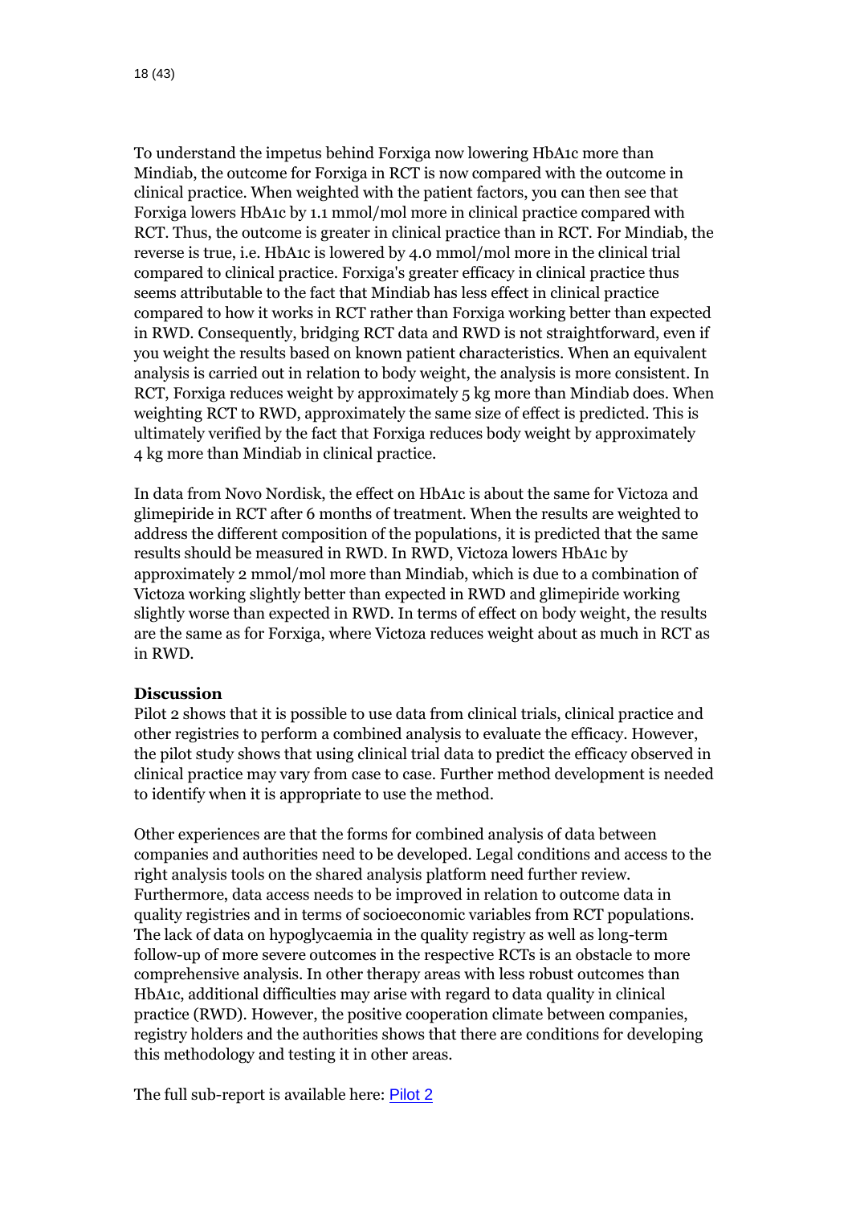To understand the impetus behind Forxiga now lowering HbA1c more than Mindiab, the outcome for Forxiga in RCT is now compared with the outcome in clinical practice. When weighted with the patient factors, you can then see that Forxiga lowers HbA1c by 1.1 mmol/mol more in clinical practice compared with RCT. Thus, the outcome is greater in clinical practice than in RCT. For Mindiab, the reverse is true, i.e. HbA1c is lowered by 4.0 mmol/mol more in the clinical trial compared to clinical practice. Forxiga's greater efficacy in clinical practice thus seems attributable to the fact that Mindiab has less effect in clinical practice compared to how it works in RCT rather than Forxiga working better than expected in RWD. Consequently, bridging RCT data and RWD is not straightforward, even if you weight the results based on known patient characteristics. When an equivalent analysis is carried out in relation to body weight, the analysis is more consistent. In RCT, Forxiga reduces weight by approximately 5 kg more than Mindiab does. When weighting RCT to RWD, approximately the same size of effect is predicted. This is ultimately verified by the fact that Forxiga reduces body weight by approximately 4 kg more than Mindiab in clinical practice.

In data from Novo Nordisk, the effect on HbA1c is about the same for Victoza and glimepiride in RCT after 6 months of treatment. When the results are weighted to address the different composition of the populations, it is predicted that the same results should be measured in RWD. In RWD, Victoza lowers HbA1c by approximately 2 mmol/mol more than Mindiab, which is due to a combination of Victoza working slightly better than expected in RWD and glimepiride working slightly worse than expected in RWD. In terms of effect on body weight, the results are the same as for Forxiga, where Victoza reduces weight about as much in RCT as in RWD.

**Discussion**

Pilot 2 shows that it is possible to use data from clinical trials, clinical practice and other registries to perform a combined analysis to evaluate the efficacy. However, the pilot study shows that using clinical trial data to predict the efficacy observed in clinical practice may vary from case to case. Further method development is needed to identify when it is appropriate to use the method.

Other experiences are that the forms for combined analysis of data between companies and authorities need to be developed. Legal conditions and access to the right analysis tools on the shared analysis platform need further review. Furthermore, data access needs to be improved in relation to outcome data in quality registries and in terms of socioeconomic variables from RCT populations. The lack of data on hypoglycaemia in the quality registry as well as long-term follow-up of more severe outcomes in the respective RCTs is an obstacle to more comprehensive analysis. In other therapy areas with less robust outcomes than HbA1c, additional difficulties may arise with regard to data quality in clinical practice (RWD). However, the positive cooperation climate between companies, registry holders and the authorities shows that there are conditions for developing this methodology and testing it in other areas.

The full sub-report is available here: [Pilot 2]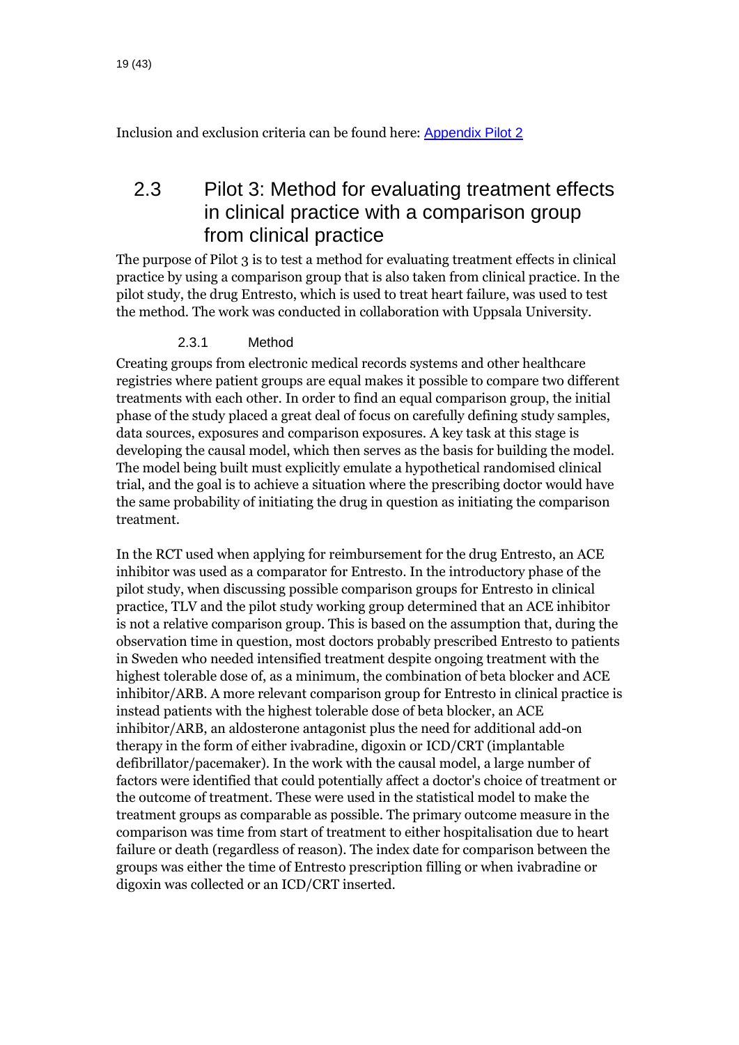Inclusion and exclusion criteria can be found here: [Appendix Pilot 2]

## 2.3 Pilot 3: Method for evaluating treatment effects in clinical practice with a comparison group from clinical practice

The purpose of Pilot 3 is to test a method for evaluating treatment effects in clinical practice by using a comparison group that is also taken from clinical practice. In the pilot study, the drug Entresto, which is used to treat heart failure, was used to test the method. The work was conducted in collaboration with Uppsala University.

### 2.3.1 Method

Creating groups from electronic medical records systems and other healthcare registries where patient groups are equal makes it possible to compare two different treatments with each other. In order to find an equal comparison group, the initial phase of the study placed a great deal of focus on carefully defining study samples, data sources, exposures and comparison exposures. A key task at this stage is developing the causal model, which then serves as the basis for building the model. The model being built must explicitly emulate a hypothetical randomised clinical trial, and the goal is to achieve a situation where the prescribing doctor would have the same probability of initiating the drug in question as initiating the comparison treatment.

In the RCT used when applying for reimbursement for the drug Entresto, an ACE inhibitor was used as a comparator for Entresto. In the introductory phase of the pilot study, when discussing possible comparison groups for Entresto in clinical practice, TLV and the pilot study working group determined that an ACE inhibitor is not a relative comparison group. This is based on the assumption that, during the observation time in question, most doctors probably prescribed Entresto to patients in Sweden who needed intensified treatment despite ongoing treatment with the highest tolerable dose of, as a minimum, the combination of beta blocker and ACE inhibitor/ARB. A more relevant comparison group for Entresto in clinical practice is instead patients with the highest tolerable dose of beta blocker, an ACE inhibitor/ARB, an aldosterone antagonist plus the need for additional add-on therapy in the form of either ivabradine, digoxin or ICD/CRT (implantable defibrillator/pacemaker). In the work with the causal model, a large number of factors were identified that could potentially affect a doctor's choice of treatment or the outcome of treatment. These were used in the statistical model to make the treatment groups as comparable as possible. The primary outcome measure in the comparison was time from start of treatment to either hospitalisation due to heart failure or death (regardless of reason). The index date for comparison between the groups was either the time of Entresto prescription filling or when ivabradine or digoxin was collected or an ICD/CRT inserted.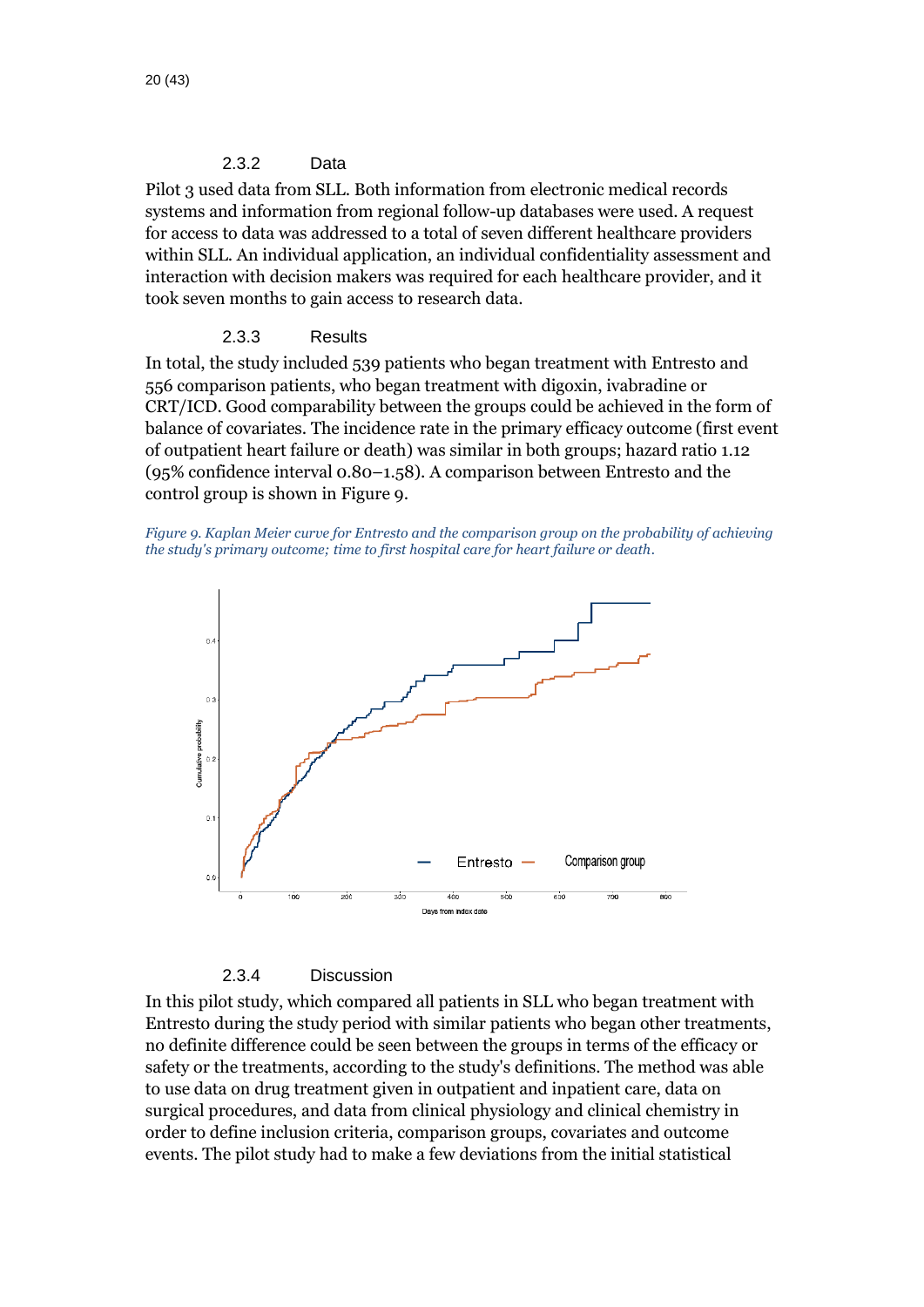### 2.3.2 Data

Pilot 3 used data from SLL. Both information from electronic medical records systems and information from regional follow-up databases were used. A request for access to data was addressed to a total of seven different healthcare providers within SLL. An individual application, an individual confidentiality assessment and interaction with decision makers was required for each healthcare provider, and it took seven months to gain access to research data.

### 2.3.3 Results

In total, the study included 539 patients who began treatment with Entresto and 556 comparison patients, who began treatment with digoxin, ivabradine or CRT/ICD. Good comparability between the groups could be achieved in the form of balance of covariates. The incidence rate in the primary efficacy outcome (first event of outpatient heart failure or death) was similar in both groups; hazard ratio 1.12 (95% confidence interval 0.80–1.58). A comparison between Entresto and the control group is shown in Figure 9.

*Figure 9. Kaplan Meier curve for Entresto and the comparison group on the probability of achieving the study's primary outcome; time to first hospital care for heart failure or death.*

### 2.3.4 Discussion

In this pilot study, which compared all patients in SLL who began treatment with Entresto during the study period with similar patients who began other treatments, no definite difference could be seen between the groups in terms of the efficacy or safety or the treatments, according to the study's definitions. The method was able to use data on drug treatment given in outpatient and inpatient care, data on surgical procedures, and data from clinical physiology and clinical chemistry in order to define inclusion criteria, comparison groups, covariates and outcome events. The pilot study had to make a few deviations from the initial statistical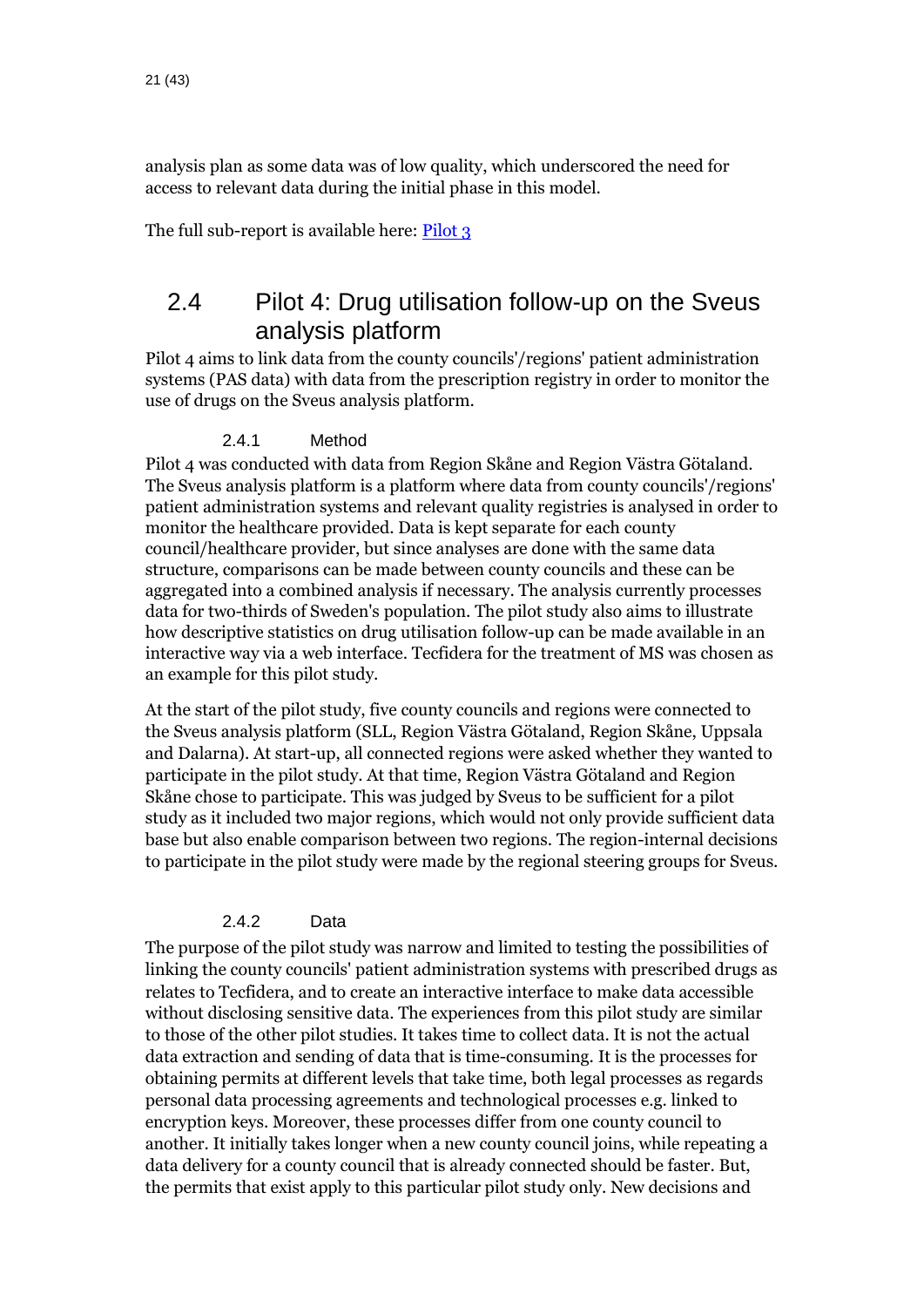analysis plan as some data was of low quality, which underscored the need for access to relevant data during the initial phase in this model.

The full sub-report is available here: Pilot 3

## 2.4 Pilot 4: Drug utilisation follow-up on the Sveus analysis platform

Pilot 4 aims to link data from the county councils'/regions' patient administration systems (PAS data) with data from the prescription registry in order to monitor the use of drugs on the Sveus analysis platform.

### 2.4.1 Method

Pilot 4 was conducted with data from Region Skåne and Region Västra Götaland. The Sveus analysis platform is a platform where data from county councils'/regions' patient administration systems and relevant quality registries is analysed in order to monitor the healthcare provided. Data is kept separate for each county council/healthcare provider, but since analyses are done with the same data structure, comparisons can be made between county councils and these can be aggregated into a combined analysis if necessary. The analysis currently processes data for two-thirds of Sweden's population. The pilot study also aims to illustrate how descriptive statistics on drug utilisation follow-up can be made available in an interactive way via a web interface. Tecfidera for the treatment of MS was chosen as an example for this pilot study.

At the start of the pilot study, five county councils and regions were connected to the Sveus analysis platform (SLL, Region Västra Götaland, Region Skåne, Uppsala and Dalarna). At start-up, all connected regions were asked whether they wanted to participate in the pilot study. At that time, Region Västra Götaland and Region Skåne chose to participate. This was judged by Sveus to be sufficient for a pilot study as it included two major regions, which would not only provide sufficient data base but also enable comparison between two regions. The region-internal decisions to participate in the pilot study were made by the regional steering groups for Sveus.

### 2.4.2 Data

The purpose of the pilot study was narrow and limited to testing the possibilities of linking the county councils' patient administration systems with prescribed drugs as relates to Tecfidera, and to create an interactive interface to make data accessible without disclosing sensitive data. The experiences from this pilot study are similar to those of the other pilot studies. It takes time to collect data. It is not the actual data extraction and sending of data that is time-consuming. It is the processes for obtaining permits at different levels that take time, both legal processes as regards personal data processing agreements and technological processes e.g. linked to encryption keys. Moreover, these processes differ from one county council to another. It initially takes longer when a new county council joins, while repeating a data delivery for a county council that is already connected should be faster. But, the permits that exist apply to this particular pilot study only. New decisions and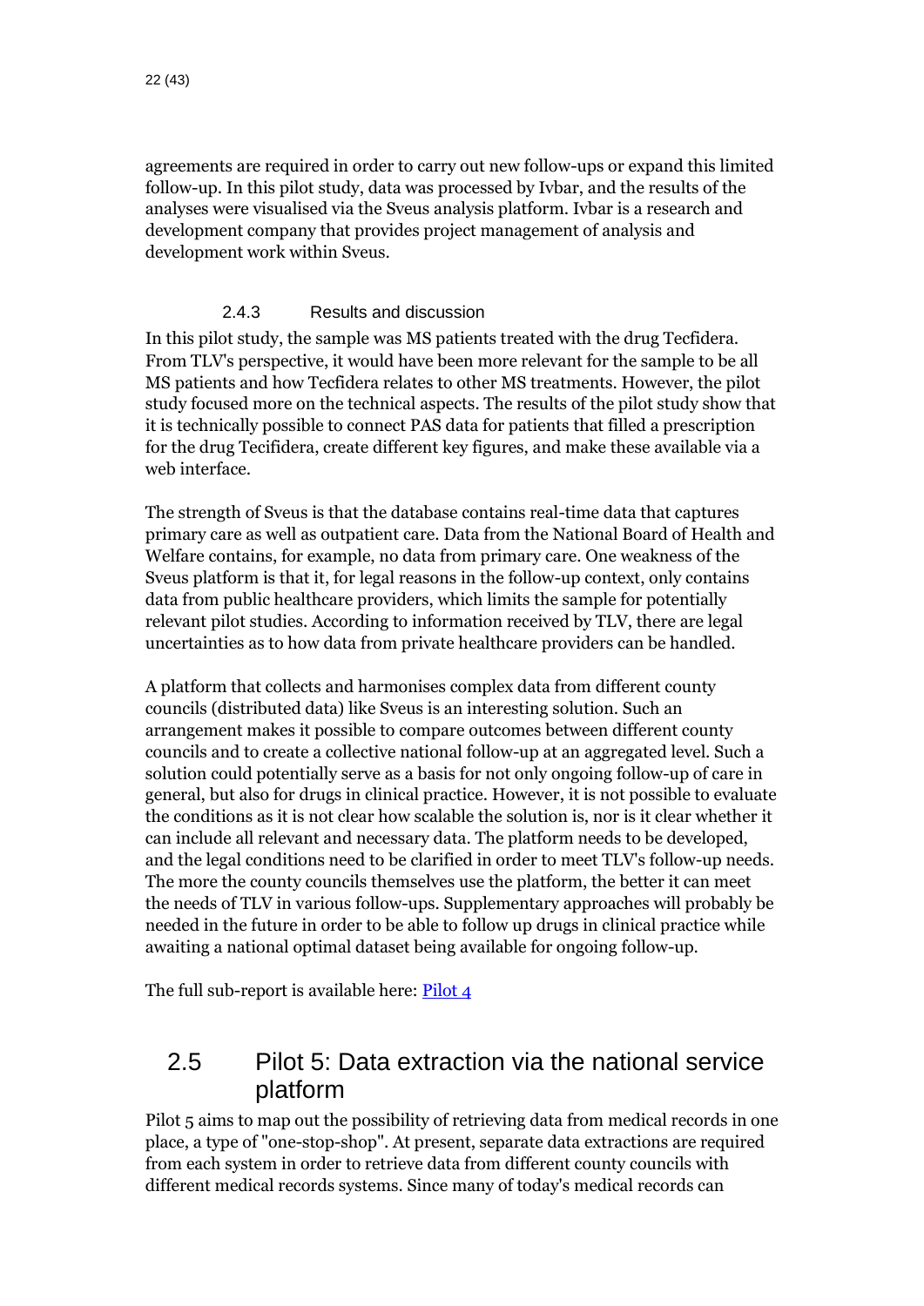agreements are required in order to carry out new follow-ups or expand this limited follow-up. In this pilot study, data was processed by Ivbar, and the results of the analyses were visualised via the Sveus analysis platform. Ivbar is a research and development company that provides project management of analysis and development work within Sveus.

#### 2.4.3 Results and discussion

In this pilot study, the sample was MS patients treated with the drug Tecfidera. From TLV's perspective, it would have been more relevant for the sample to be all MS patients and how Tecfidera relates to other MS treatments. However, the pilot study focused more on the technical aspects. The results of the pilot study show that it is technically possible to connect PAS data for patients that filled a prescription for the drug Tecifidera, create different key figures, and make these available via a web interface.

The strength of Sveus is that the database contains real-time data that captures primary care as well as outpatient care. Data from the National Board of Health and Welfare contains, for example, no data from primary care. One weakness of the Sveus platform is that it, for legal reasons in the follow-up context, only contains data from public healthcare providers, which limits the sample for potentially relevant pilot studies. According to information received by TLV, there are legal uncertainties as to how data from private healthcare providers can be handled.

A platform that collects and harmonises complex data from different county councils (distributed data) like Sveus is an interesting solution. Such an arrangement makes it possible to compare outcomes between different county councils and to create a collective national follow-up at an aggregated level. Such a solution could potentially serve as a basis for not only ongoing follow-up of care in general, but also for drugs in clinical practice. However, it is not possible to evaluate the conditions as it is not clear how scalable the solution is, nor is it clear whether it can include all relevant and necessary data. The platform needs to be developed, and the legal conditions need to be clarified in order to meet TLV's follow-up needs. The more the county councils themselves use the platform, the better it can meet the needs of TLV in various follow-ups. Supplementary approaches will probably be needed in the future in order to be able to follow up drugs in clinical practice while awaiting a national optimal dataset being available for ongoing follow-up.

The full sub-report is available here: [Pilot 4]

## 2.5 Pilot 5: Data extraction via the national service platform

Pilot 5 aims to map out the possibility of retrieving data from medical records in one place, a type of "one-stop-shop". At present, separate data extractions are required from each system in order to retrieve data from different county councils with different medical records systems. Since many of today's medical records can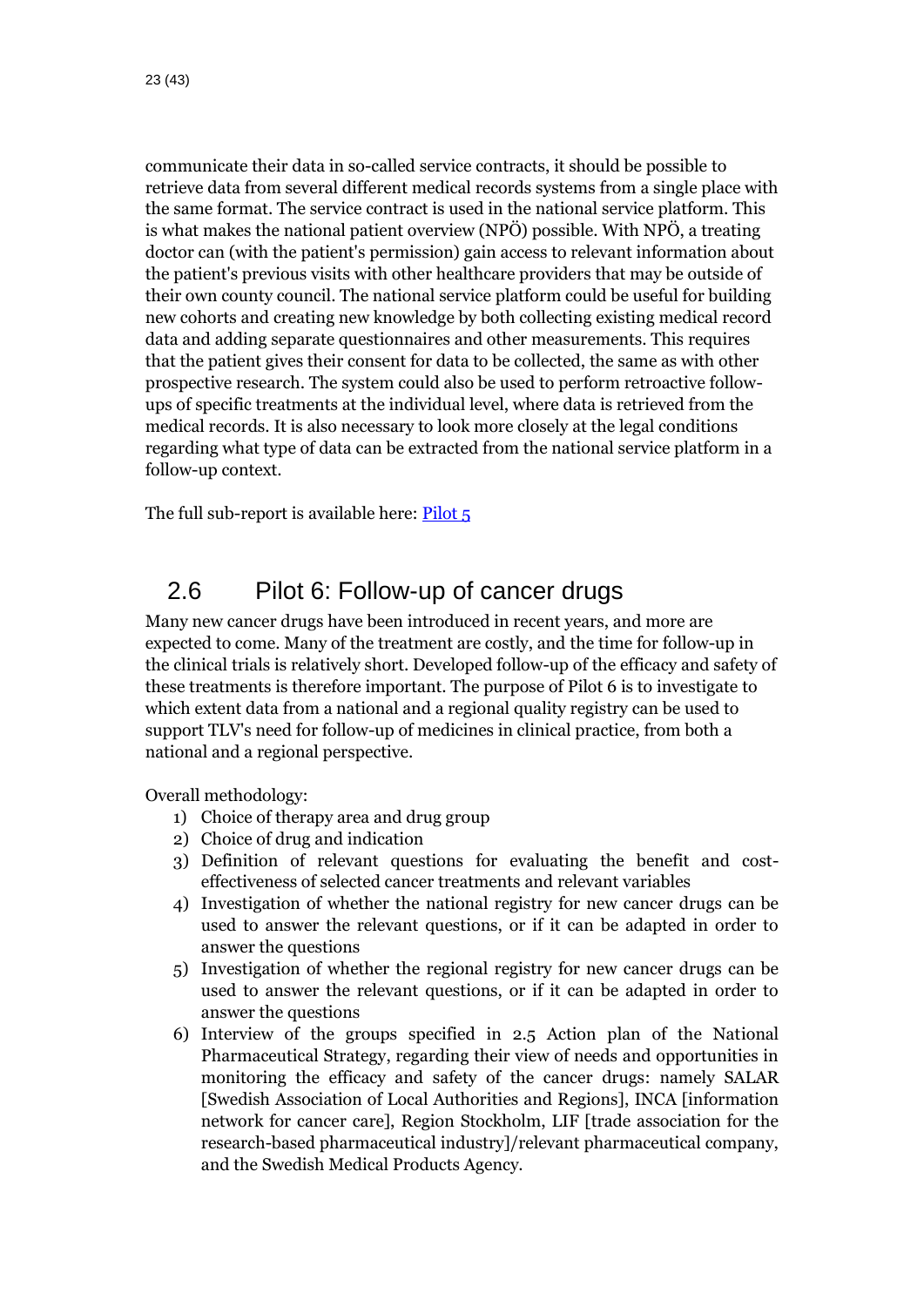communicate their data in so-called service contracts, it should be possible to retrieve data from several different medical records systems from a single place with the same format. The service contract is used in the national service platform. This is what makes the national patient overview (NPÖ) possible. With NPÖ, a treating doctor can (with the patient's permission) gain access to relevant information about the patient's previous visits with other healthcare providers that may be outside of their own county council. The national service platform could be useful for building new cohorts and creating new knowledge by both collecting existing medical record data and adding separate questionnaires and other measurements. This requires that the patient gives their consent for data to be collected, the same as with other prospective research. The system could also be used to perform retroactive follow-ups of specific treatments at the individual level, where data is retrieved from the medical records. It is also necessary to look more closely at the legal conditions regarding what type of data can be extracted from the national service platform in a follow-up context.

The full sub-report is available here: Pilot 5

## 2.6 Pilot 6: Follow-up of cancer drugs

Many new cancer drugs have been introduced in recent years, and more are expected to come. Many of the treatment are costly, and the time for follow-up in the clinical trials is relatively short. Developed follow-up of the efficacy and safety of these treatments is therefore important. The purpose of Pilot 6 is to investigate to which extent data from a national and a regional quality registry can be used to support TLV's need for follow-up of medicines in clinical practice, from both a national and a regional perspective.

Overall methodology:

1) Choice of therapy area and drug group
2) Choice of drug and indication
3) Definition of relevant questions for evaluating the benefit and cost-effectiveness of selected cancer treatments and relevant variables
4) Investigation of whether the national registry for new cancer drugs can be used to answer the relevant questions, or if it can be adapted in order to answer the questions
5) Investigation of whether the regional registry for new cancer drugs can be used to answer the relevant questions, or if it can be adapted in order to answer the questions
6) Interview of the groups specified in 2.5 Action plan of the National Pharmaceutical Strategy, regarding their view of needs and opportunities in monitoring the efficacy and safety of the cancer drugs: namely SALAR [Swedish Association of Local Authorities and Regions], INCA [information network for cancer care], Region Stockholm, LIF [trade association for the research-based pharmaceutical industry]/relevant pharmaceutical company, and the Swedish Medical Products Agency.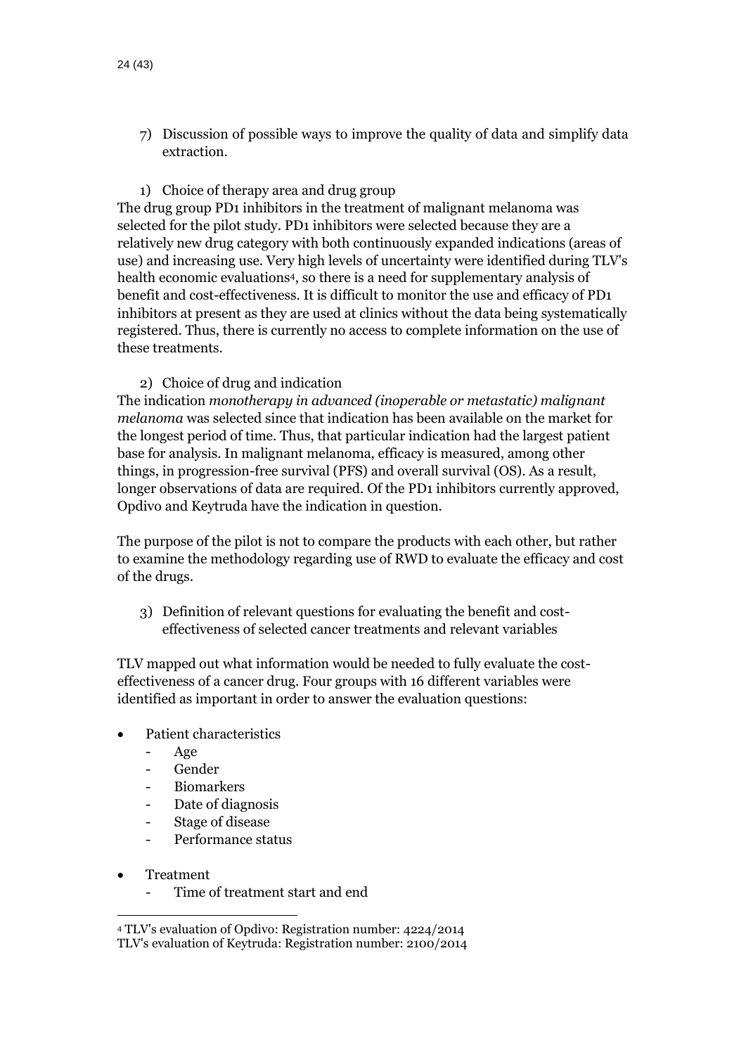7) Discussion of possible ways to improve the quality of data and simplify data extraction.

1) Choice of therapy area and drug group

The drug group PD1 inhibitors in the treatment of malignant melanoma was selected for the pilot study. PD1 inhibitors were selected because they are a relatively new drug category with both continuously expanded indications (areas of use) and increasing use. Very high levels of uncertainty were identified during TLV's health economic evaluations[4], so there is a need for supplementary analysis of benefit and cost-effectiveness. It is difficult to monitor the use and efficacy of PD1 inhibitors at present as they are used at clinics without the data being systematically registered. Thus, there is currently no access to complete information on the use of these treatments.

2) Choice of drug and indication

The indication *monotherapy in advanced (inoperable or metastatic) malignant melanoma* was selected since that indication has been available on the market for the longest period of time. Thus, that particular indication had the largest patient base for analysis. In malignant melanoma, efficacy is measured, among other things, in progression-free survival (PFS) and overall survival (OS). As a result, longer observations of data are required. Of the PD1 inhibitors currently approved, Opdivo and Keytruda have the indication in question.

The purpose of the pilot is not to compare the products with each other, but rather to examine the methodology regarding use of RWD to evaluate the efficacy and cost of the drugs.

3) Definition of relevant questions for evaluating the benefit and cost-effectiveness of selected cancer treatments and relevant variables

TLV mapped out what information would be needed to fully evaluate the cost-effectiveness of a cancer drug. Four groups with 16 different variables were identified as important in order to answer the evaluation questions:

- Patient characteristics
  - Age
  - Gender
  - Biomarkers
  - Date of diagnosis
  - Stage of disease
  - Performance status
- Treatment
  - Time of treatment start and end

---

[4] TLV's evaluation of Opdivo: Registration number: 4224/2014
TLV's evaluation of Keytruda: Registration number: 2100/2014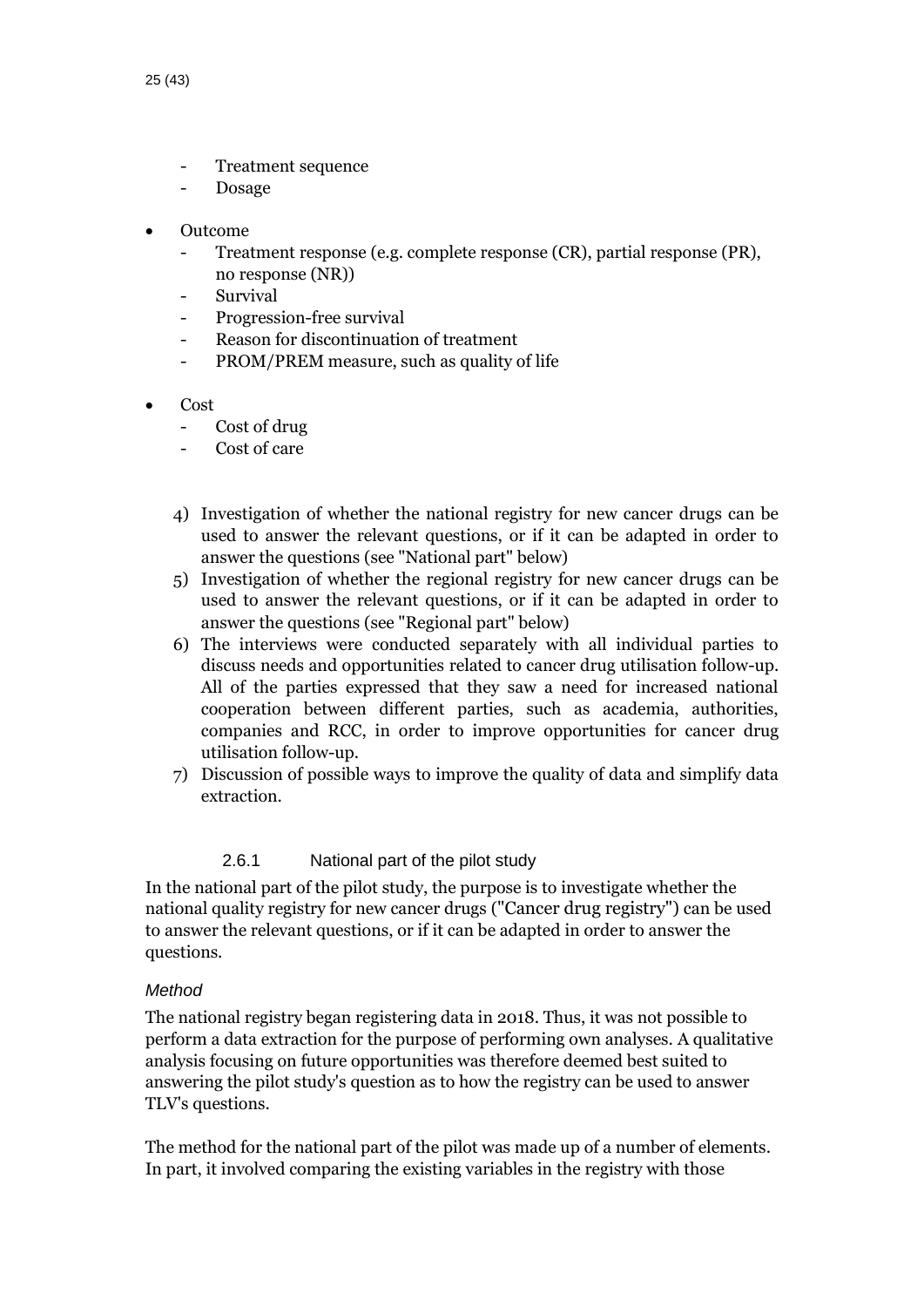- Treatment sequence
- Dosage

- Outcome
  - Treatment response (e.g. complete response (CR), partial response (PR), no response (NR))
  - Survival
  - Progression-free survival
  - Reason for discontinuation of treatment
  - PROM/PREM measure, such as quality of life

- Cost
  - Cost of drug
  - Cost of care

4) Investigation of whether the national registry for new cancer drugs can be used to answer the relevant questions, or if it can be adapted in order to answer the questions (see "National part" below)
5) Investigation of whether the regional registry for new cancer drugs can be used to answer the relevant questions, or if it can be adapted in order to answer the questions (see "Regional part" below)
6) The interviews were conducted separately with all individual parties to discuss needs and opportunities related to cancer drug utilisation follow-up. All of the parties expressed that they saw a need for increased national cooperation between different parties, such as academia, authorities, companies and RCC, in order to improve opportunities for cancer drug utilisation follow-up.
7) Discussion of possible ways to improve the quality of data and simplify data extraction.

### 2.6.1 National part of the pilot study

In the national part of the pilot study, the purpose is to investigate whether the national quality registry for new cancer drugs ("Cancer drug registry") can be used to answer the relevant questions, or if it can be adapted in order to answer the questions.

*Method*

The national registry began registering data in 2018. Thus, it was not possible to perform a data extraction for the purpose of performing own analyses. A qualitative analysis focusing on future opportunities was therefore deemed best suited to answering the pilot study's question as to how the registry can be used to answer TLV's questions.

The method for the national part of the pilot was made up of a number of elements. In part, it involved comparing the existing variables in the registry with those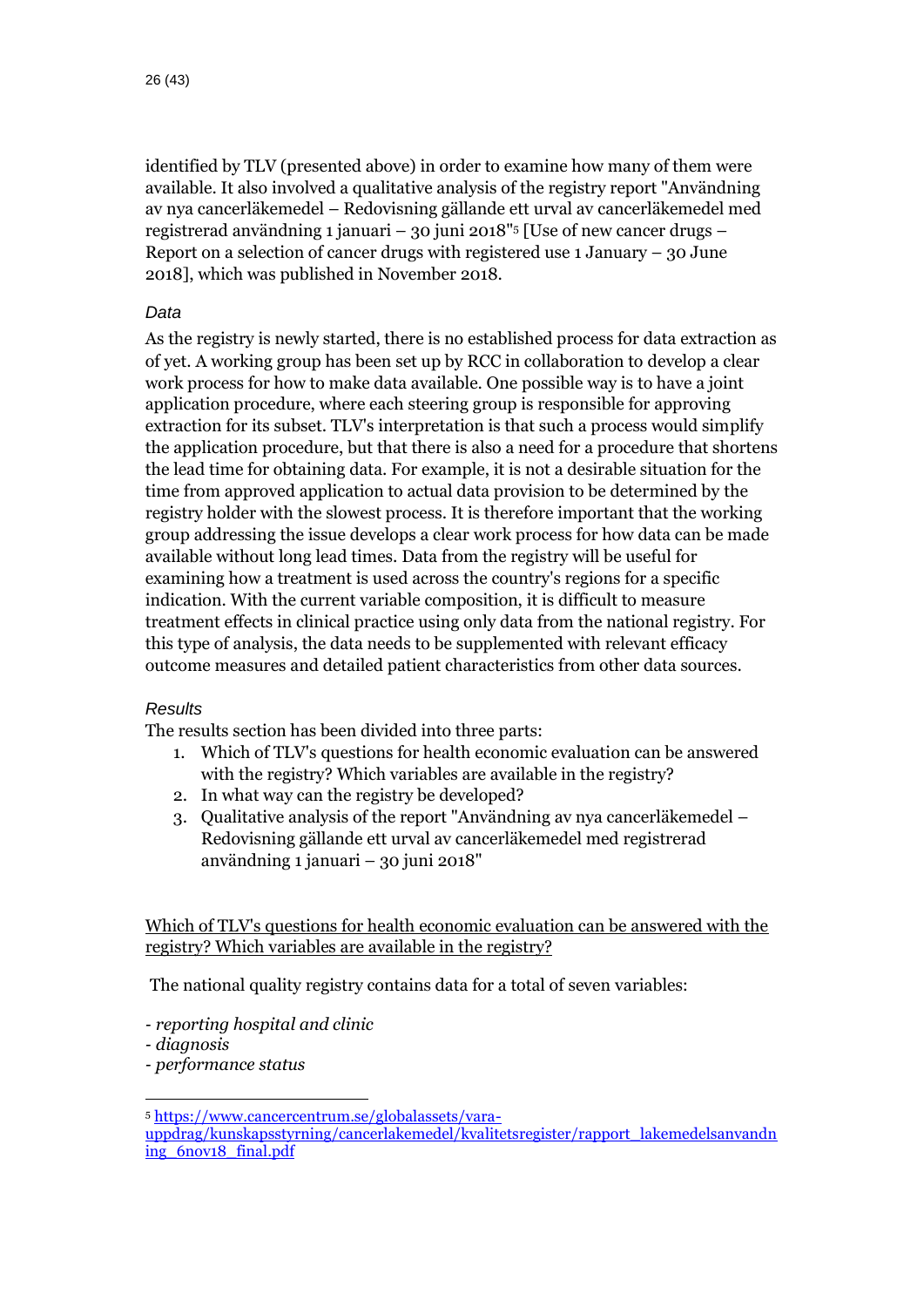identified by TLV (presented above) in order to examine how many of them were available. It also involved a qualitative analysis of the registry report "Användning av nya cancerläkemedel – Redovisning gällande ett urval av cancerläkemedel med registrerad användning 1 januari – 30 juni 2018"[5] [Use of new cancer drugs – Report on a selection of cancer drugs with registered use 1 January – 30 June 2018], which was published in November 2018.

*Data*

As the registry is newly started, there is no established process for data extraction as of yet. A working group has been set up by RCC in collaboration to develop a clear work process for how to make data available. One possible way is to have a joint application procedure, where each steering group is responsible for approving extraction for its subset. TLV's interpretation is that such a process would simplify the application procedure, but that there is also a need for a procedure that shortens the lead time for obtaining data. For example, it is not a desirable situation for the time from approved application to actual data provision to be determined by the registry holder with the slowest process. It is therefore important that the working group addressing the issue develops a clear work process for how data can be made available without long lead times. Data from the registry will be useful for examining how a treatment is used across the country's regions for a specific indication. With the current variable composition, it is difficult to measure treatment effects in clinical practice using only data from the national registry. For this type of analysis, the data needs to be supplemented with relevant efficacy outcome measures and detailed patient characteristics from other data sources.

*Results*

The results section has been divided into three parts:

1. Which of TLV's questions for health economic evaluation can be answered with the registry? Which variables are available in the registry?
2. In what way can the registry be developed?
3. Qualitative analysis of the report "Användning av nya cancerläkemedel – Redovisning gällande ett urval av cancerläkemedel med registrerad användning 1 januari – 30 juni 2018"

<u>Which of TLV's questions for health economic evaluation can be answered with the registry? Which variables are available in the registry?</u>

The national quality registry contains data for a total of seven variables:

- *reporting hospital and clinic*
- *diagnosis*
- *performance status*

[5] https://www.cancercentrum.se/globalassets/vara-uppdrag/kunskapsstyrning/cancerlakemedel/kvalitetsregister/rapport_lakemedelsanvandning_6nov18_final.pdf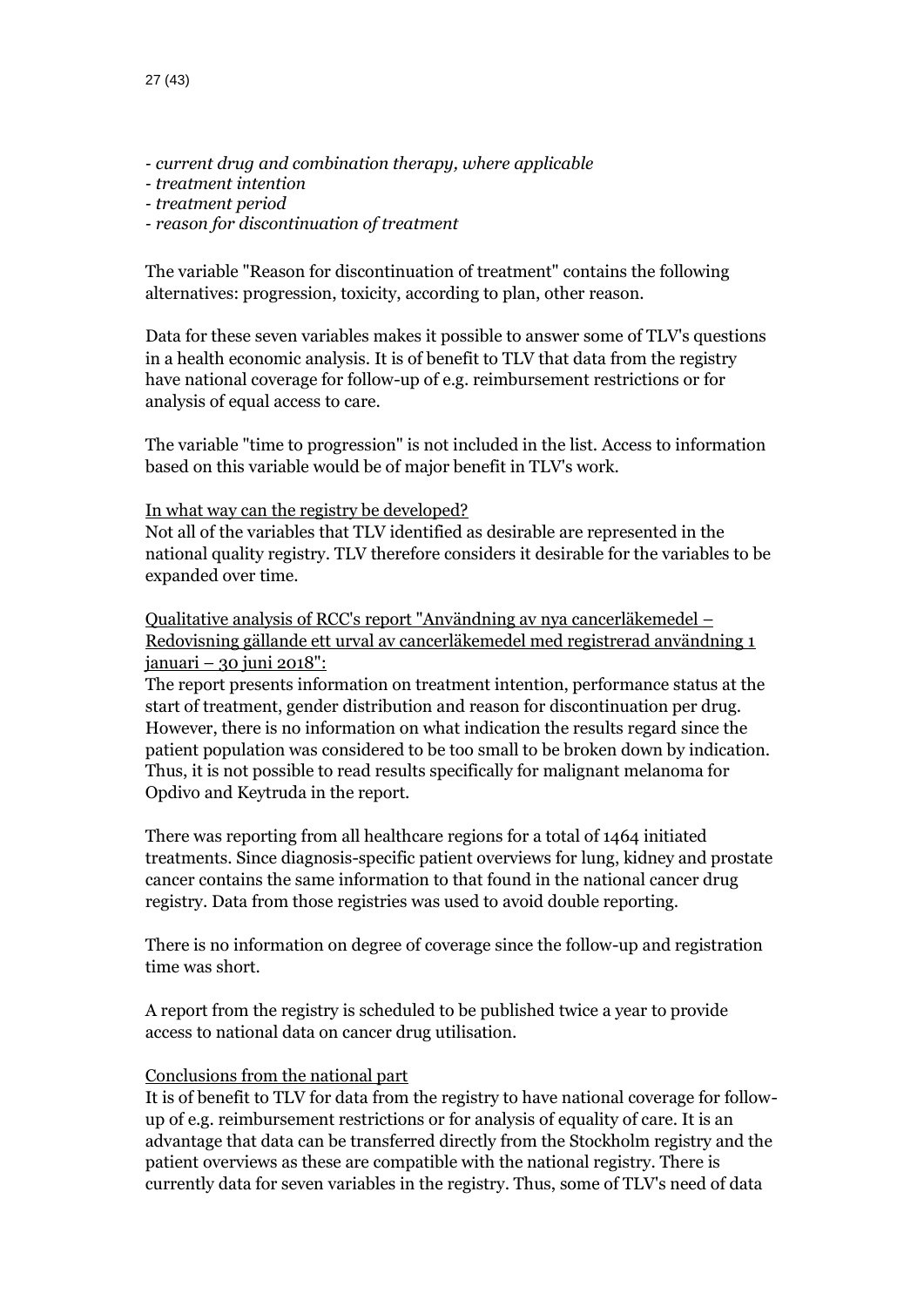- *current drug and combination therapy, where applicable*
- *treatment intention*
- *treatment period*
- *reason for discontinuation of treatment*

The variable "Reason for discontinuation of treatment" contains the following alternatives: progression, toxicity, according to plan, other reason.

Data for these seven variables makes it possible to answer some of TLV's questions in a health economic analysis. It is of benefit to TLV that data from the registry have national coverage for follow-up of e.g. reimbursement restrictions or for analysis of equal access to care.

The variable "time to progression" is not included in the list. Access to information based on this variable would be of major benefit in TLV's work.

<u>In what way can the registry be developed?</u>
Not all of the variables that TLV identified as desirable are represented in the national quality registry. TLV therefore considers it desirable for the variables to be expanded over time.

<u>Qualitative analysis of RCC's report "Användning av nya cancerläkemedel – Redovisning gällande ett urval av cancerläkemedel med registrerad användning 1 januari – 30 juni 2018":</u>
The report presents information on treatment intention, performance status at the start of treatment, gender distribution and reason for discontinuation per drug. However, there is no information on what indication the results regard since the patient population was considered to be too small to be broken down by indication. Thus, it is not possible to read results specifically for malignant melanoma for Opdivo and Keytruda in the report.

There was reporting from all healthcare regions for a total of 1464 initiated treatments. Since diagnosis-specific patient overviews for lung, kidney and prostate cancer contains the same information to that found in the national cancer drug registry. Data from those registries was used to avoid double reporting.

There is no information on degree of coverage since the follow-up and registration time was short.

A report from the registry is scheduled to be published twice a year to provide access to national data on cancer drug utilisation.

<u>Conclusions from the national part</u>
It is of benefit to TLV for data from the registry to have national coverage for follow-up of e.g. reimbursement restrictions or for analysis of equality of care. It is an advantage that data can be transferred directly from the Stockholm registry and the patient overviews as these are compatible with the national registry. There is currently data for seven variables in the registry. Thus, some of TLV's need of data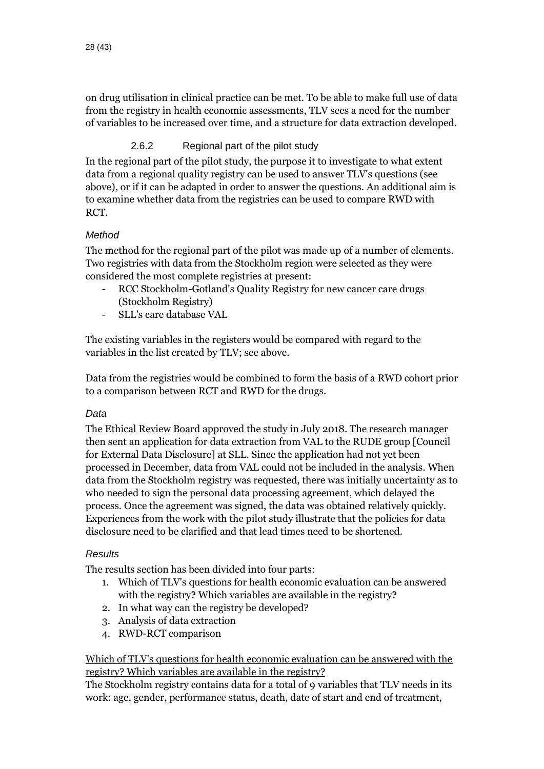on drug utilisation in clinical practice can be met. To be able to make full use of data from the registry in health economic assessments, TLV sees a need for the number of variables to be increased over time, and a structure for data extraction developed.

### 2.6.2 Regional part of the pilot study

In the regional part of the pilot study, the purpose it to investigate to what extent data from a regional quality registry can be used to answer TLV's questions (see above), or if it can be adapted in order to answer the questions. An additional aim is to examine whether data from the registries can be used to compare RWD with RCT.

*Method*

The method for the regional part of the pilot was made up of a number of elements. Two registries with data from the Stockholm region were selected as they were considered the most complete registries at present:

- RCC Stockholm-Gotland's Quality Registry for new cancer care drugs (Stockholm Registry)
- SLL's care database VAL

The existing variables in the registers would be compared with regard to the variables in the list created by TLV; see above.

Data from the registries would be combined to form the basis of a RWD cohort prior to a comparison between RCT and RWD for the drugs.

*Data*

The Ethical Review Board approved the study in July 2018. The research manager then sent an application for data extraction from VAL to the RUDE group [Council for External Data Disclosure] at SLL. Since the application had not yet been processed in December, data from VAL could not be included in the analysis. When data from the Stockholm registry was requested, there was initially uncertainty as to who needed to sign the personal data processing agreement, which delayed the process. Once the agreement was signed, the data was obtained relatively quickly. Experiences from the work with the pilot study illustrate that the policies for data disclosure need to be clarified and that lead times need to be shortened.

*Results*

The results section has been divided into four parts:

1. Which of TLV's questions for health economic evaluation can be answered with the registry? Which variables are available in the registry?
2. In what way can the registry be developed?
3. Analysis of data extraction
4. RWD-RCT comparison

<u>Which of TLV's questions for health economic evaluation can be answered with the registry? Which variables are available in the registry?</u>

The Stockholm registry contains data for a total of 9 variables that TLV needs in its work: age, gender, performance status, death, date of start and end of treatment,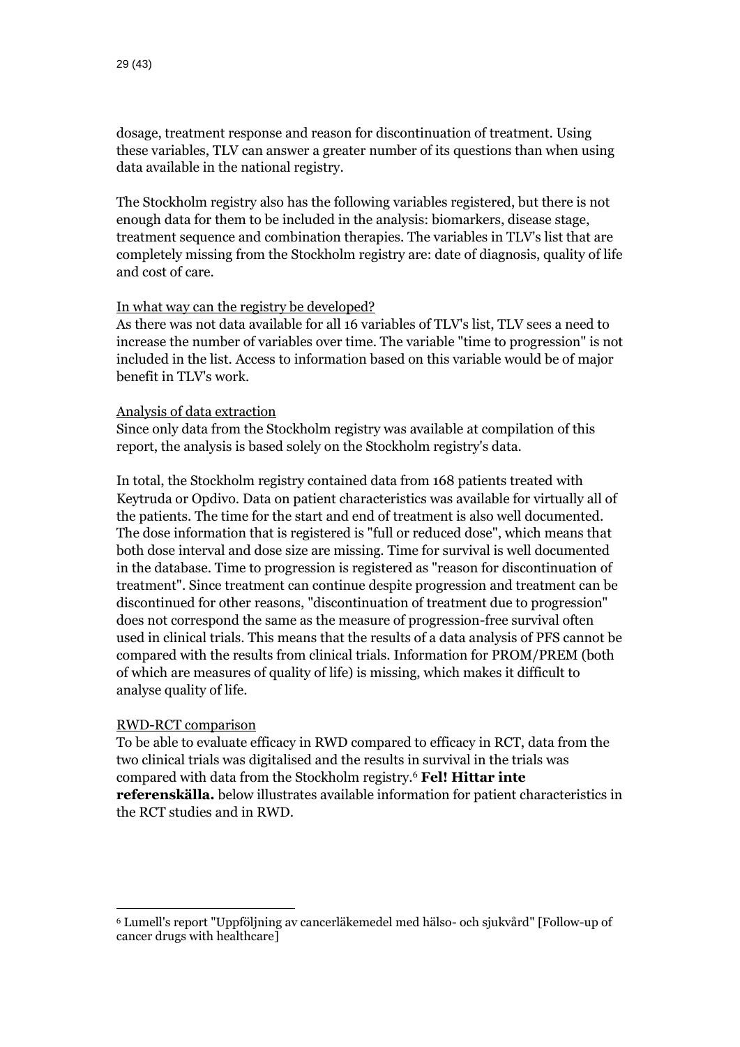dosage, treatment response and reason for discontinuation of treatment. Using these variables, TLV can answer a greater number of its questions than when using data available in the national registry.

The Stockholm registry also has the following variables registered, but there is not enough data for them to be included in the analysis: biomarkers, disease stage, treatment sequence and combination therapies. The variables in TLV's list that are completely missing from the Stockholm registry are: date of diagnosis, quality of life and cost of care.

<u>In what way can the registry be developed?</u>

As there was not data available for all 16 variables of TLV's list, TLV sees a need to increase the number of variables over time. The variable "time to progression" is not included in the list. Access to information based on this variable would be of major benefit in TLV's work.

<u>Analysis of data extraction</u>

Since only data from the Stockholm registry was available at compilation of this report, the analysis is based solely on the Stockholm registry's data.

In total, the Stockholm registry contained data from 168 patients treated with Keytruda or Opdivo. Data on patient characteristics was available for virtually all of the patients. The time for the start and end of treatment is also well documented. The dose information that is registered is "full or reduced dose", which means that both dose interval and dose size are missing. Time for survival is well documented in the database. Time to progression is registered as "reason for discontinuation of treatment". Since treatment can continue despite progression and treatment can be discontinued for other reasons, "discontinuation of treatment due to progression" does not correspond the same as the measure of progression-free survival often used in clinical trials. This means that the results of a data analysis of PFS cannot be compared with the results from clinical trials. Information for PROM/PREM (both of which are measures of quality of life) is missing, which makes it difficult to analyse quality of life.

<u>RWD-RCT comparison</u>

To be able to evaluate efficacy in RWD compared to efficacy in RCT, data from the two clinical trials was digitalised and the results in survival in the trials was compared with data from the Stockholm registry.[6] **Fel! Hittar inte referenskälla.** below illustrates available information for patient characteristics in the RCT studies and in RWD.

---

[6] Lumell's report "Uppföljning av cancerläkemedel med hälso- och sjukvård" [Follow-up of cancer drugs with healthcare]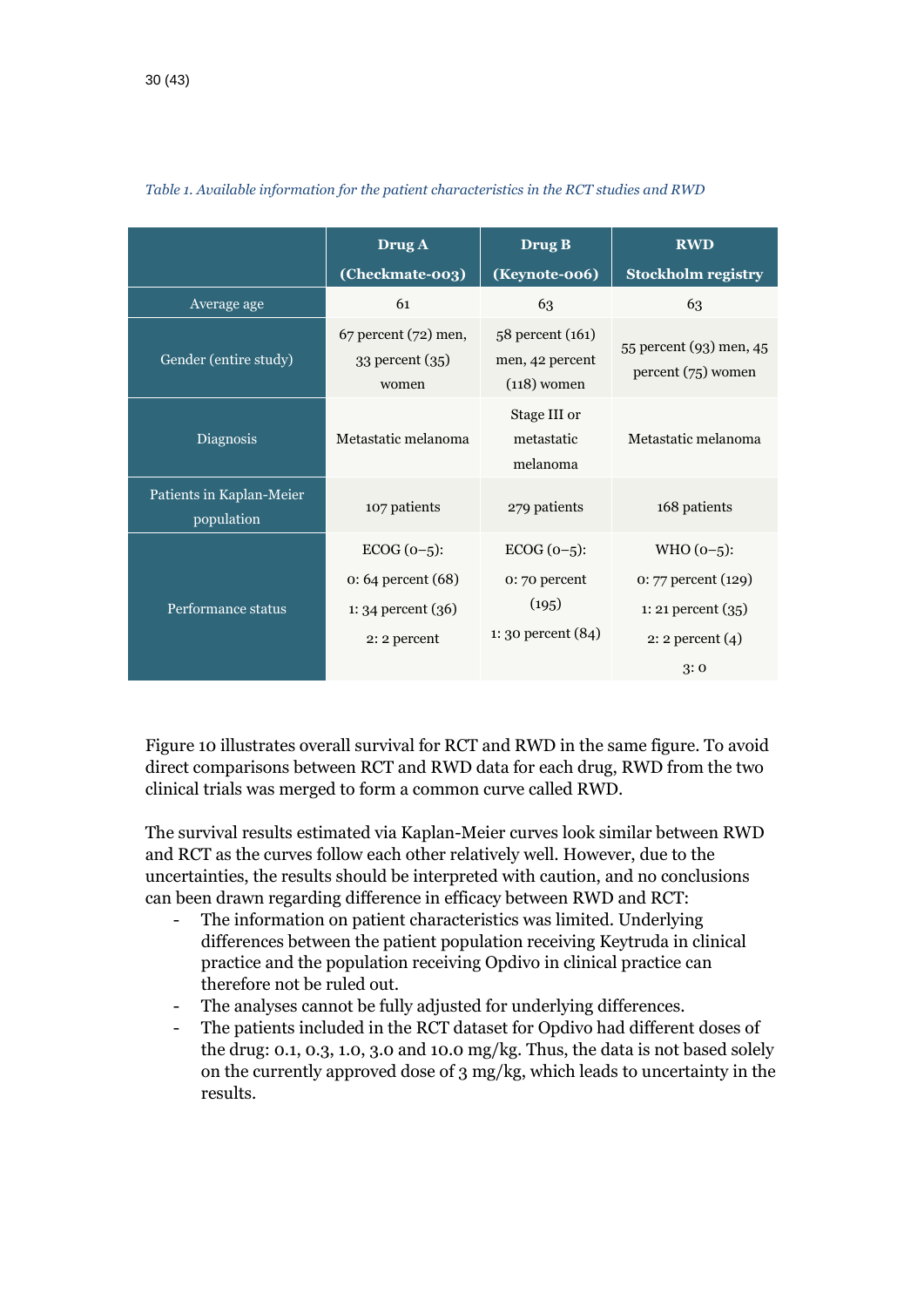*Table 1. Available information for the patient characteristics in the RCT studies and RWD*

| | Drug A (Checkmate-003) | Drug B (Keynote-006) | RWD Stockholm registry |
|---|---|---|---|
| Average age | 61 | 63 | 63 |
| Gender (entire study) | 67 percent (72) men, 33 percent (35) women | 58 percent (161) men, 42 percent (118) women | 55 percent (93) men, 45 percent (75) women |
| Diagnosis | Metastatic melanoma | Stage III or metastatic melanoma | Metastatic melanoma |
| Patients in Kaplan-Meier population | 107 patients | 279 patients | 168 patients |
| Performance status | ECOG (0–5): 0: 64 percent (68) 1: 34 percent (36) 2: 2 percent | ECOG (0–5): 0: 70 percent (195) 1: 30 percent (84) | WHO (0–5): 0: 77 percent (129) 1: 21 percent (35) 2: 2 percent (4) 3: 0 |

Figure 10 illustrates overall survival for RCT and RWD in the same figure. To avoid direct comparisons between RCT and RWD data for each drug, RWD from the two clinical trials was merged to form a common curve called RWD.

The survival results estimated via Kaplan-Meier curves look similar between RWD and RCT as the curves follow each other relatively well. However, due to the uncertainties, the results should be interpreted with caution, and no conclusions can been drawn regarding difference in efficacy between RWD and RCT:

- The information on patient characteristics was limited. Underlying differences between the patient population receiving Keytruda in clinical practice and the population receiving Opdivo in clinical practice can therefore not be ruled out.
- The analyses cannot be fully adjusted for underlying differences.
- The patients included in the RCT dataset for Opdivo had different doses of the drug: 0.1, 0.3, 1.0, 3.0 and 10.0 mg/kg. Thus, the data is not based solely on the currently approved dose of 3 mg/kg, which leads to uncertainty in the results.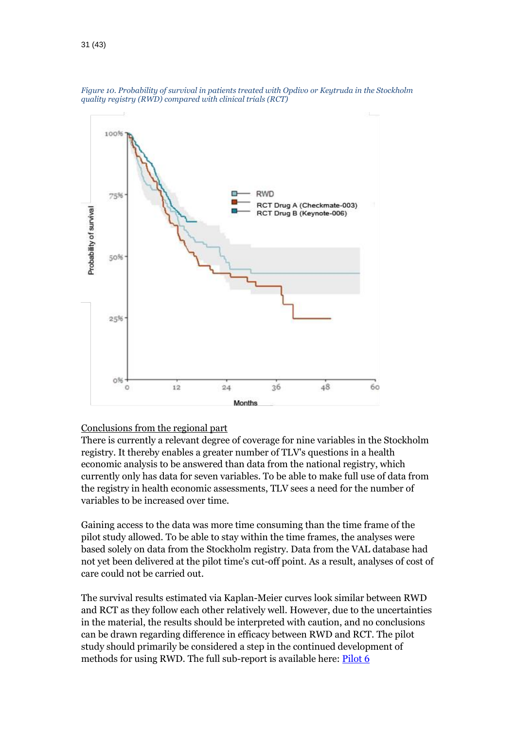*Figure 10. Probability of survival in patients treated with Opdivo or Keytruda in the Stockholm quality registry (RWD) compared with clinical trials (RCT)*

Conclusions from the regional part

There is currently a relevant degree of coverage for nine variables in the Stockholm registry. It thereby enables a greater number of TLV's questions in a health economic analysis to be answered than data from the national registry, which currently only has data for seven variables. To be able to make full use of data from the registry in health economic assessments, TLV sees a need for the number of variables to be increased over time.

Gaining access to the data was more time consuming than the time frame of the pilot study allowed. To be able to stay within the time frames, the analyses were based solely on data from the Stockholm registry. Data from the VAL database had not yet been delivered at the pilot time's cut-off point. As a result, analyses of cost of care could not be carried out.

The survival results estimated via Kaplan-Meier curves look similar between RWD and RCT as they follow each other relatively well. However, due to the uncertainties in the material, the results should be interpreted with caution, and no conclusions can be drawn regarding difference in efficacy between RWD and RCT. The pilot study should primarily be considered a step in the continued development of methods for using RWD. The full sub-report is available here: Pilot 6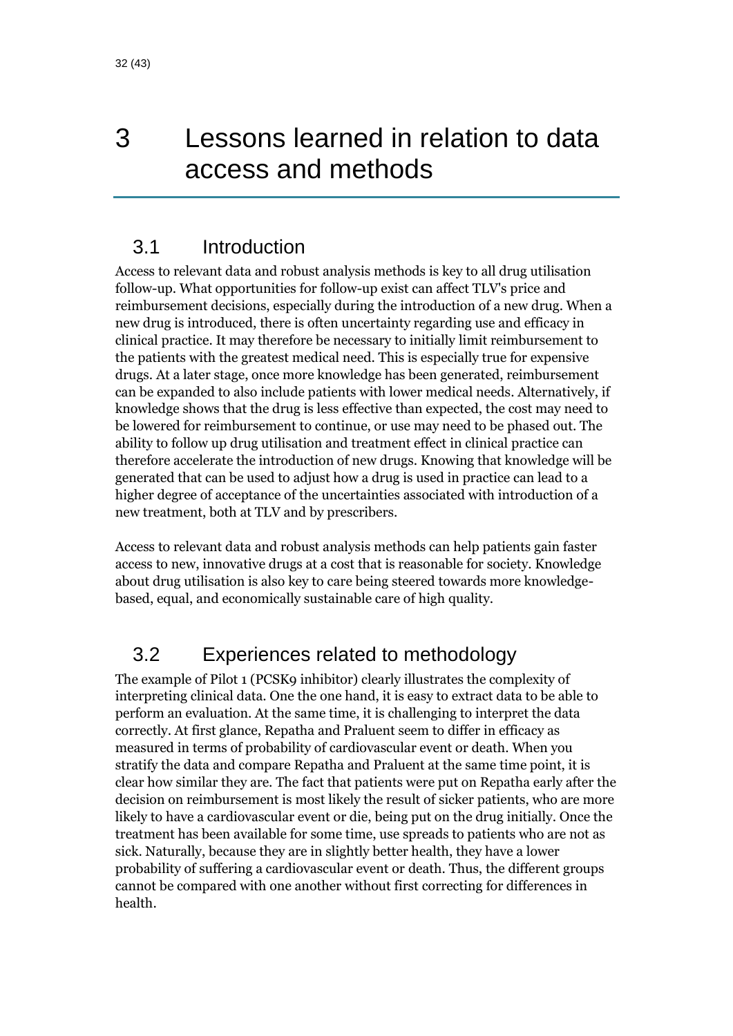# 3 Lessons learned in relation to data access and methods

## 3.1 Introduction

Access to relevant data and robust analysis methods is key to all drug utilisation follow-up. What opportunities for follow-up exist can affect TLV's price and reimbursement decisions, especially during the introduction of a new drug. When a new drug is introduced, there is often uncertainty regarding use and efficacy in clinical practice. It may therefore be necessary to initially limit reimbursement to the patients with the greatest medical need. This is especially true for expensive drugs. At a later stage, once more knowledge has been generated, reimbursement can be expanded to also include patients with lower medical needs. Alternatively, if knowledge shows that the drug is less effective than expected, the cost may need to be lowered for reimbursement to continue, or use may need to be phased out. The ability to follow up drug utilisation and treatment effect in clinical practice can therefore accelerate the introduction of new drugs. Knowing that knowledge will be generated that can be used to adjust how a drug is used in practice can lead to a higher degree of acceptance of the uncertainties associated with introduction of a new treatment, both at TLV and by prescribers.

Access to relevant data and robust analysis methods can help patients gain faster access to new, innovative drugs at a cost that is reasonable for society. Knowledge about drug utilisation is also key to care being steered towards more knowledge-based, equal, and economically sustainable care of high quality.

## 3.2 Experiences related to methodology

The example of Pilot 1 (PCSK9 inhibitor) clearly illustrates the complexity of interpreting clinical data. One the one hand, it is easy to extract data to be able to perform an evaluation. At the same time, it is challenging to interpret the data correctly. At first glance, Repatha and Praluent seem to differ in efficacy as measured in terms of probability of cardiovascular event or death. When you stratify the data and compare Repatha and Praluent at the same time point, it is clear how similar they are. The fact that patients were put on Repatha early after the decision on reimbursement is most likely the result of sicker patients, who are more likely to have a cardiovascular event or die, being put on the drug initially. Once the treatment has been available for some time, use spreads to patients who are not as sick. Naturally, because they are in slightly better health, they have a lower probability of suffering a cardiovascular event or death. Thus, the different groups cannot be compared with one another without first correcting for differences in health.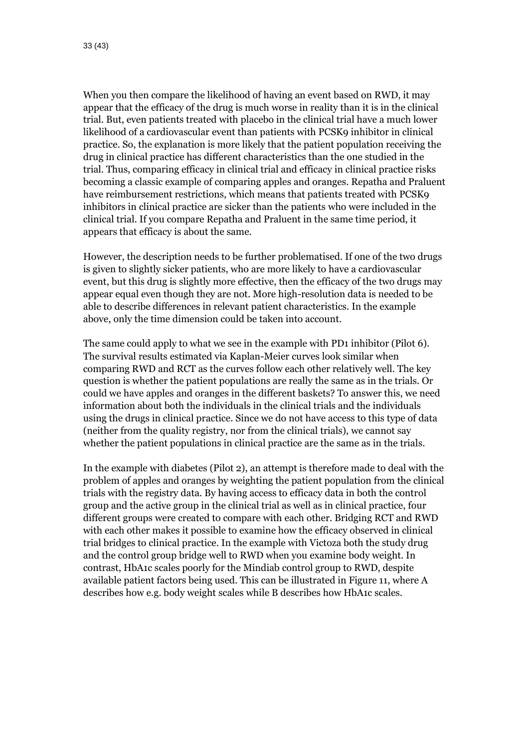When you then compare the likelihood of having an event based on RWD, it may appear that the efficacy of the drug is much worse in reality than it is in the clinical trial. But, even patients treated with placebo in the clinical trial have a much lower likelihood of a cardiovascular event than patients with PCSK9 inhibitor in clinical practice. So, the explanation is more likely that the patient population receiving the drug in clinical practice has different characteristics than the one studied in the trial. Thus, comparing efficacy in clinical trial and efficacy in clinical practice risks becoming a classic example of comparing apples and oranges. Repatha and Praluent have reimbursement restrictions, which means that patients treated with PCSK9 inhibitors in clinical practice are sicker than the patients who were included in the clinical trial. If you compare Repatha and Praluent in the same time period, it appears that efficacy is about the same.

However, the description needs to be further problematised. If one of the two drugs is given to slightly sicker patients, who are more likely to have a cardiovascular event, but this drug is slightly more effective, then the efficacy of the two drugs may appear equal even though they are not. More high-resolution data is needed to be able to describe differences in relevant patient characteristics. In the example above, only the time dimension could be taken into account.

The same could apply to what we see in the example with PD1 inhibitor (Pilot 6). The survival results estimated via Kaplan-Meier curves look similar when comparing RWD and RCT as the curves follow each other relatively well. The key question is whether the patient populations are really the same as in the trials. Or could we have apples and oranges in the different baskets? To answer this, we need information about both the individuals in the clinical trials and the individuals using the drugs in clinical practice. Since we do not have access to this type of data (neither from the quality registry, nor from the clinical trials), we cannot say whether the patient populations in clinical practice are the same as in the trials.

In the example with diabetes (Pilot 2), an attempt is therefore made to deal with the problem of apples and oranges by weighting the patient population from the clinical trials with the registry data. By having access to efficacy data in both the control group and the active group in the clinical trial as well as in clinical practice, four different groups were created to compare with each other. Bridging RCT and RWD with each other makes it possible to examine how the efficacy observed in clinical trial bridges to clinical practice. In the example with Victoza both the study drug and the control group bridge well to RWD when you examine body weight. In contrast, HbA1c scales poorly for the Mindiab control group to RWD, despite available patient factors being used. This can be illustrated in Figure 11, where A describes how e.g. body weight scales while B describes how HbA1c scales.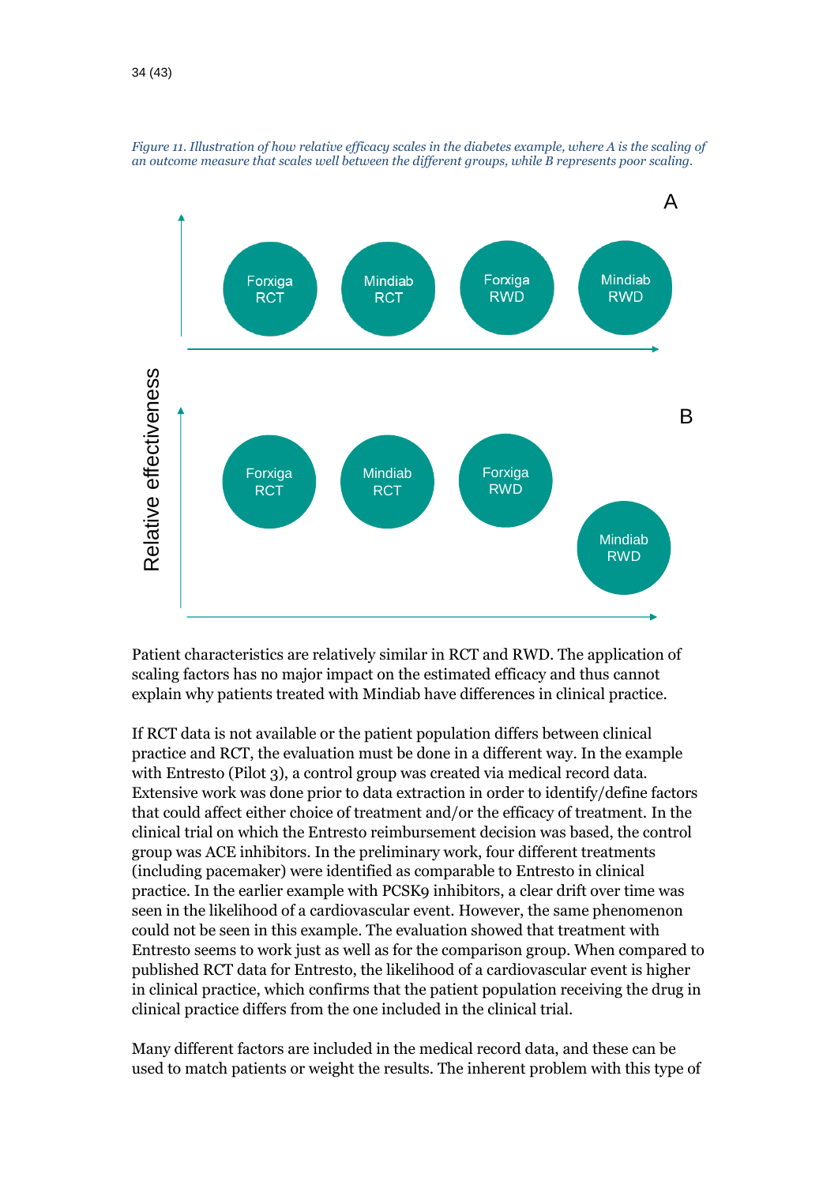*Figure 11. Illustration of how relative efficacy scales in the diabetes example, where A is the scaling of an outcome measure that scales well between the different groups, while B represents poor scaling.*

Patient characteristics are relatively similar in RCT and RWD. The application of scaling factors has no major impact on the estimated efficacy and thus cannot explain why patients treated with Mindiab have differences in clinical practice.

If RCT data is not available or the patient population differs between clinical practice and RCT, the evaluation must be done in a different way. In the example with Entresto (Pilot 3), a control group was created via medical record data. Extensive work was done prior to data extraction in order to identify/define factors that could affect either choice of treatment and/or the efficacy of treatment. In the clinical trial on which the Entresto reimbursement decision was based, the control group was ACE inhibitors. In the preliminary work, four different treatments (including pacemaker) were identified as comparable to Entresto in clinical practice. In the earlier example with PCSK9 inhibitors, a clear drift over time was seen in the likelihood of a cardiovascular event. However, the same phenomenon could not be seen in this example. The evaluation showed that treatment with Entresto seems to work just as well as for the comparison group. When compared to published RCT data for Entresto, the likelihood of a cardiovascular event is higher in clinical practice, which confirms that the patient population receiving the drug in clinical practice differs from the one included in the clinical trial.

Many different factors are included in the medical record data, and these can be used to match patients or weight the results. The inherent problem with this type of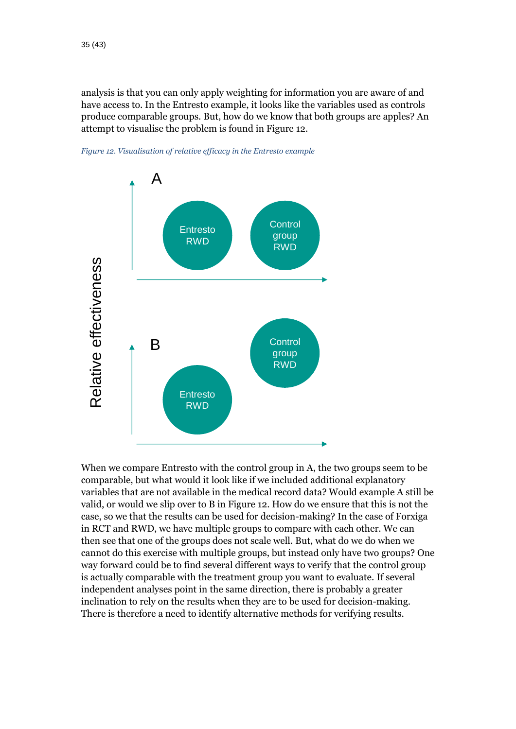analysis is that you can only apply weighting for information you are aware of and have access to. In the Entresto example, it looks like the variables used as controls produce comparable groups. But, how do we know that both groups are apples? An attempt to visualise the problem is found in Figure 12.

*Figure 12. Visualisation of relative efficacy in the Entresto example*

When we compare Entresto with the control group in A, the two groups seem to be comparable, but what would it look like if we included additional explanatory variables that are not available in the medical record data? Would example A still be valid, or would we slip over to B in Figure 12. How do we ensure that this is not the case, so we that the results can be used for decision-making? In the case of Forxiga in RCT and RWD, we have multiple groups to compare with each other. We can then see that one of the groups does not scale well. But, what do we do when we cannot do this exercise with multiple groups, but instead only have two groups? One way forward could be to find several different ways to verify that the control group is actually comparable with the treatment group you want to evaluate. If several independent analyses point in the same direction, there is probably a greater inclination to rely on the results when they are to be used for decision-making. There is therefore a need to identify alternative methods for verifying results.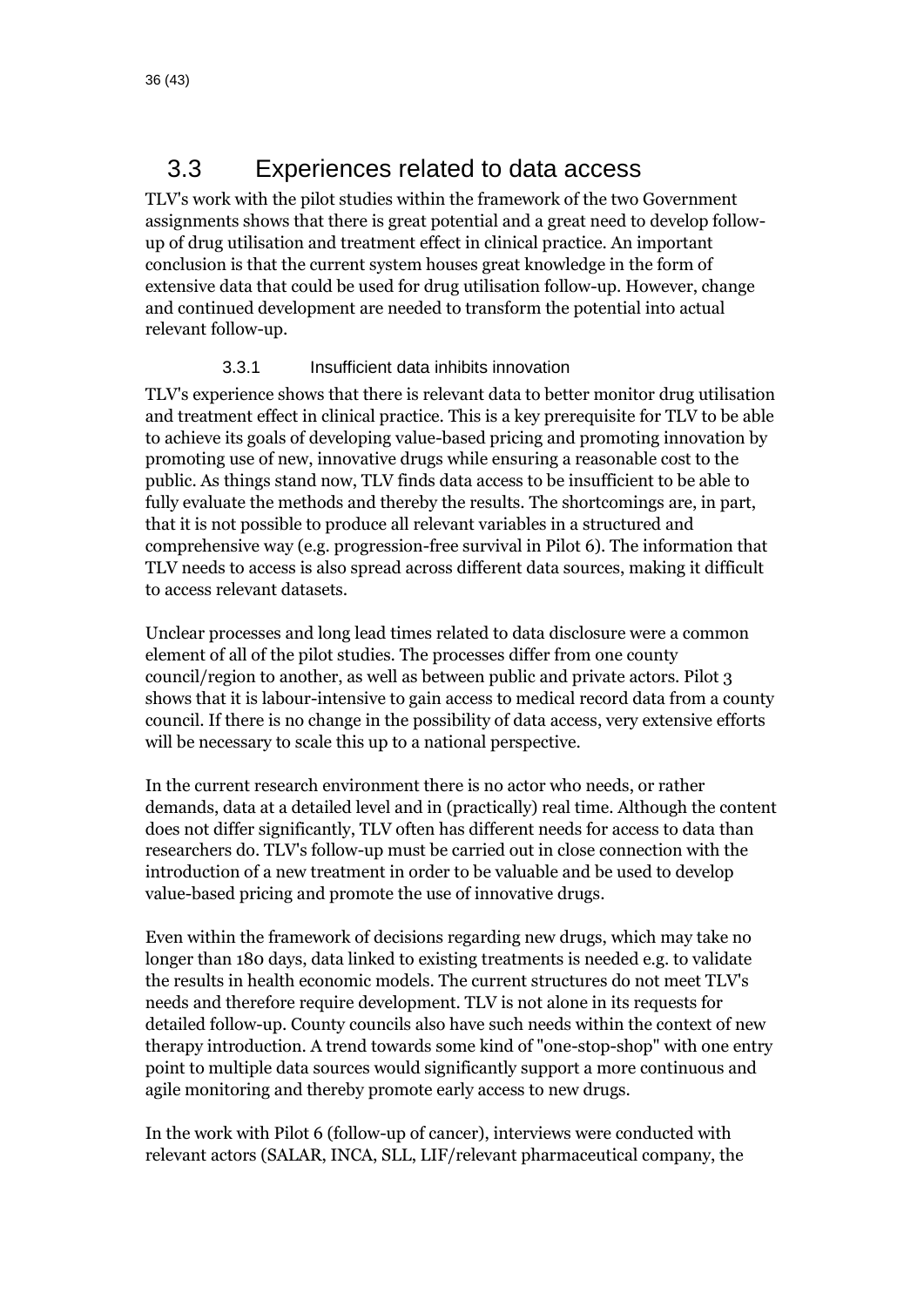## 3.3 Experiences related to data access

TLV's work with the pilot studies within the framework of the two Government assignments shows that there is great potential and a great need to develop follow-up of drug utilisation and treatment effect in clinical practice. An important conclusion is that the current system houses great knowledge in the form of extensive data that could be used for drug utilisation follow-up. However, change and continued development are needed to transform the potential into actual relevant follow-up.

### 3.3.1 Insufficient data inhibits innovation

TLV's experience shows that there is relevant data to better monitor drug utilisation and treatment effect in clinical practice. This is a key prerequisite for TLV to be able to achieve its goals of developing value-based pricing and promoting innovation by promoting use of new, innovative drugs while ensuring a reasonable cost to the public. As things stand now, TLV finds data access to be insufficient to be able to fully evaluate the methods and thereby the results. The shortcomings are, in part, that it is not possible to produce all relevant variables in a structured and comprehensive way (e.g. progression-free survival in Pilot 6). The information that TLV needs to access is also spread across different data sources, making it difficult to access relevant datasets.

Unclear processes and long lead times related to data disclosure were a common element of all of the pilot studies. The processes differ from one county council/region to another, as well as between public and private actors. Pilot 3 shows that it is labour-intensive to gain access to medical record data from a county council. If there is no change in the possibility of data access, very extensive efforts will be necessary to scale this up to a national perspective.

In the current research environment there is no actor who needs, or rather demands, data at a detailed level and in (practically) real time. Although the content does not differ significantly, TLV often has different needs for access to data than researchers do. TLV's follow-up must be carried out in close connection with the introduction of a new treatment in order to be valuable and be used to develop value-based pricing and promote the use of innovative drugs.

Even within the framework of decisions regarding new drugs, which may take no longer than 180 days, data linked to existing treatments is needed e.g. to validate the results in health economic models. The current structures do not meet TLV's needs and therefore require development. TLV is not alone in its requests for detailed follow-up. County councils also have such needs within the context of new therapy introduction. A trend towards some kind of "one-stop-shop" with one entry point to multiple data sources would significantly support a more continuous and agile monitoring and thereby promote early access to new drugs.

In the work with Pilot 6 (follow-up of cancer), interviews were conducted with relevant actors (SALAR, INCA, SLL, LIF/relevant pharmaceutical company, the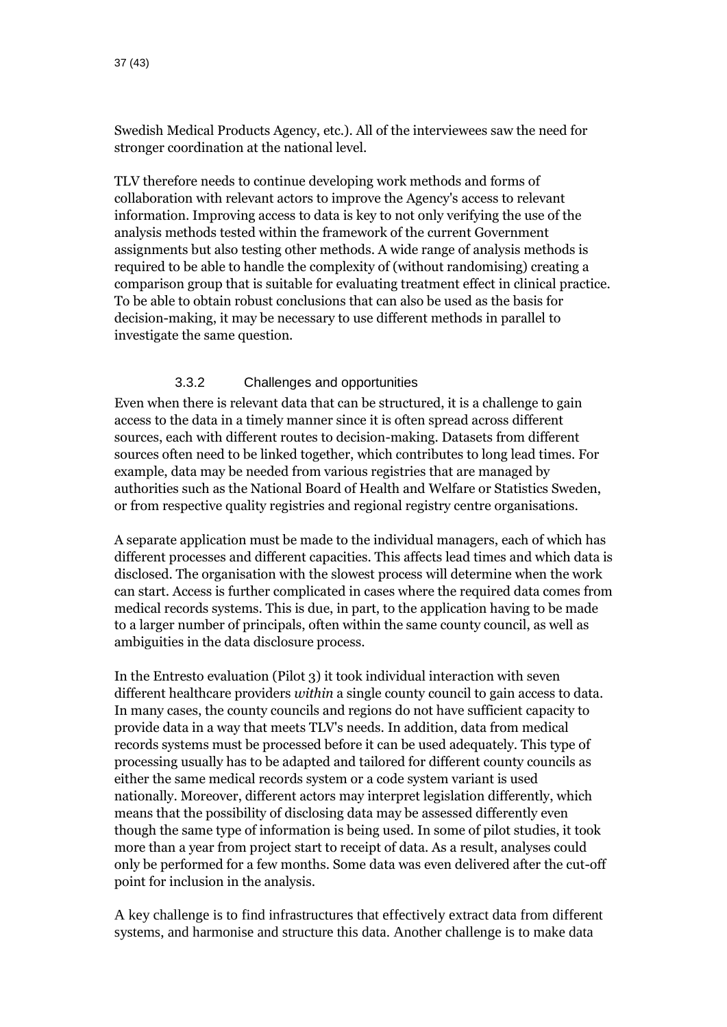Swedish Medical Products Agency, etc.). All of the interviewees saw the need for stronger coordination at the national level.

TLV therefore needs to continue developing work methods and forms of collaboration with relevant actors to improve the Agency's access to relevant information. Improving access to data is key to not only verifying the use of the analysis methods tested within the framework of the current Government assignments but also testing other methods. A wide range of analysis methods is required to be able to handle the complexity of (without randomising) creating a comparison group that is suitable for evaluating treatment effect in clinical practice. To be able to obtain robust conclusions that can also be used as the basis for decision-making, it may be necessary to use different methods in parallel to investigate the same question.

### 3.3.2 Challenges and opportunities

Even when there is relevant data that can be structured, it is a challenge to gain access to the data in a timely manner since it is often spread across different sources, each with different routes to decision-making. Datasets from different sources often need to be linked together, which contributes to long lead times. For example, data may be needed from various registries that are managed by authorities such as the National Board of Health and Welfare or Statistics Sweden, or from respective quality registries and regional registry centre organisations.

A separate application must be made to the individual managers, each of which has different processes and different capacities. This affects lead times and which data is disclosed. The organisation with the slowest process will determine when the work can start. Access is further complicated in cases where the required data comes from medical records systems. This is due, in part, to the application having to be made to a larger number of principals, often within the same county council, as well as ambiguities in the data disclosure process.

In the Entresto evaluation (Pilot 3) it took individual interaction with seven different healthcare providers *within* a single county council to gain access to data. In many cases, the county councils and regions do not have sufficient capacity to provide data in a way that meets TLV's needs. In addition, data from medical records systems must be processed before it can be used adequately. This type of processing usually has to be adapted and tailored for different county councils as either the same medical records system or a code system variant is used nationally. Moreover, different actors may interpret legislation differently, which means that the possibility of disclosing data may be assessed differently even though the same type of information is being used. In some of pilot studies, it took more than a year from project start to receipt of data. As a result, analyses could only be performed for a few months. Some data was even delivered after the cut-off point for inclusion in the analysis.

A key challenge is to find infrastructures that effectively extract data from different systems, and harmonise and structure this data. Another challenge is to make data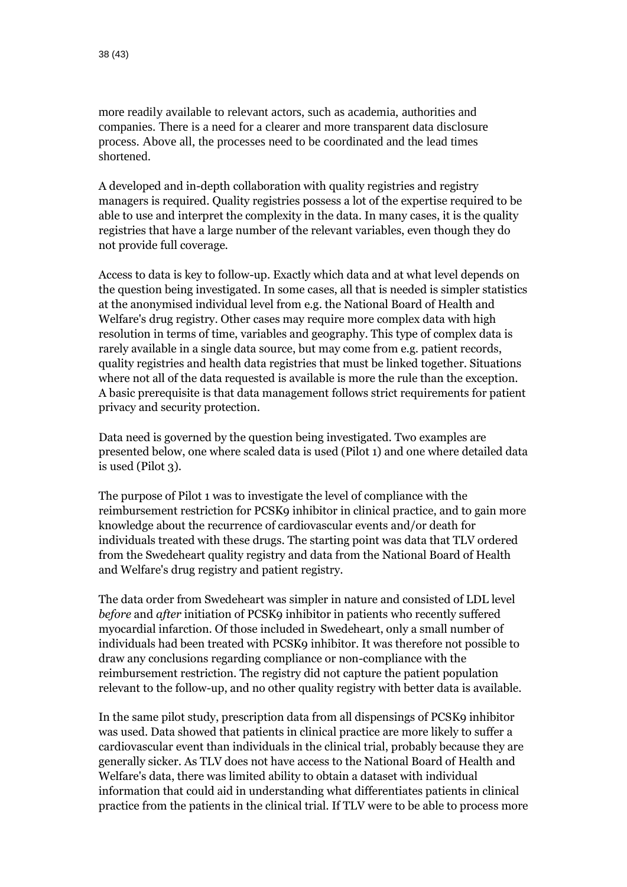more readily available to relevant actors, such as academia, authorities and companies. There is a need for a clearer and more transparent data disclosure process. Above all, the processes need to be coordinated and the lead times shortened.

A developed and in-depth collaboration with quality registries and registry managers is required. Quality registries possess a lot of the expertise required to be able to use and interpret the complexity in the data. In many cases, it is the quality registries that have a large number of the relevant variables, even though they do not provide full coverage.

Access to data is key to follow-up. Exactly which data and at what level depends on the question being investigated. In some cases, all that is needed is simpler statistics at the anonymised individual level from e.g. the National Board of Health and Welfare's drug registry. Other cases may require more complex data with high resolution in terms of time, variables and geography. This type of complex data is rarely available in a single data source, but may come from e.g. patient records, quality registries and health data registries that must be linked together. Situations where not all of the data requested is available is more the rule than the exception. A basic prerequisite is that data management follows strict requirements for patient privacy and security protection.

Data need is governed by the question being investigated. Two examples are presented below, one where scaled data is used (Pilot 1) and one where detailed data is used (Pilot 3).

The purpose of Pilot 1 was to investigate the level of compliance with the reimbursement restriction for PCSK9 inhibitor in clinical practice, and to gain more knowledge about the recurrence of cardiovascular events and/or death for individuals treated with these drugs. The starting point was data that TLV ordered from the Swedeheart quality registry and data from the National Board of Health and Welfare's drug registry and patient registry.

The data order from Swedeheart was simpler in nature and consisted of LDL level *before* and *after* initiation of PCSK9 inhibitor in patients who recently suffered myocardial infarction. Of those included in Swedeheart, only a small number of individuals had been treated with PCSK9 inhibitor. It was therefore not possible to draw any conclusions regarding compliance or non-compliance with the reimbursement restriction. The registry did not capture the patient population relevant to the follow-up, and no other quality registry with better data is available.

In the same pilot study, prescription data from all dispensings of PCSK9 inhibitor was used. Data showed that patients in clinical practice are more likely to suffer a cardiovascular event than individuals in the clinical trial, probably because they are generally sicker. As TLV does not have access to the National Board of Health and Welfare's data, there was limited ability to obtain a dataset with individual information that could aid in understanding what differentiates patients in clinical practice from the patients in the clinical trial. If TLV were to be able to process more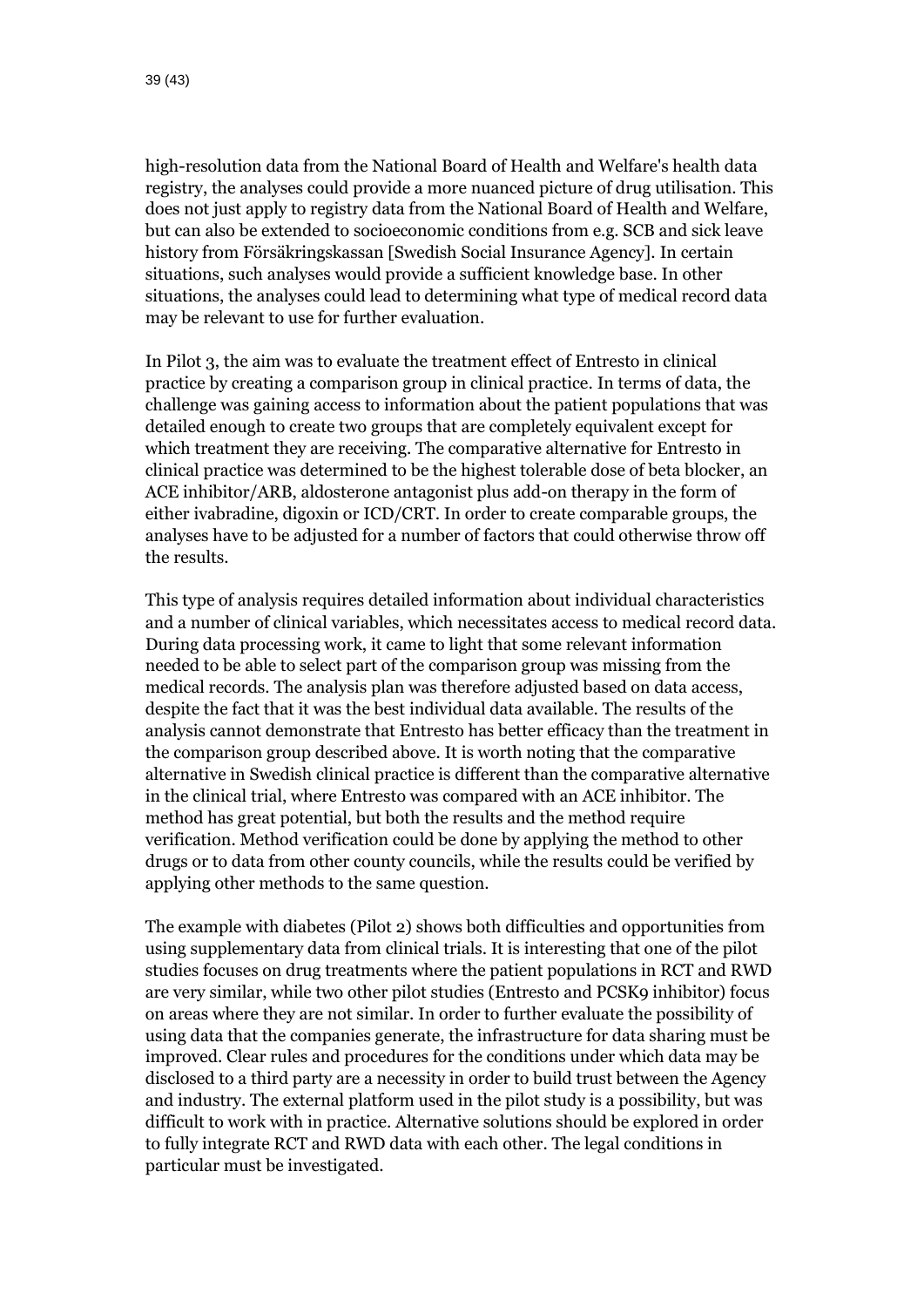high-resolution data from the National Board of Health and Welfare's health data registry, the analyses could provide a more nuanced picture of drug utilisation. This does not just apply to registry data from the National Board of Health and Welfare, but can also be extended to socioeconomic conditions from e.g. SCB and sick leave history from Försäkringskassan [Swedish Social Insurance Agency]. In certain situations, such analyses would provide a sufficient knowledge base. In other situations, the analyses could lead to determining what type of medical record data may be relevant to use for further evaluation.

In Pilot 3, the aim was to evaluate the treatment effect of Entresto in clinical practice by creating a comparison group in clinical practice. In terms of data, the challenge was gaining access to information about the patient populations that was detailed enough to create two groups that are completely equivalent except for which treatment they are receiving. The comparative alternative for Entresto in clinical practice was determined to be the highest tolerable dose of beta blocker, an ACE inhibitor/ARB, aldosterone antagonist plus add-on therapy in the form of either ivabradine, digoxin or ICD/CRT. In order to create comparable groups, the analyses have to be adjusted for a number of factors that could otherwise throw off the results.

This type of analysis requires detailed information about individual characteristics and a number of clinical variables, which necessitates access to medical record data. During data processing work, it came to light that some relevant information needed to be able to select part of the comparison group was missing from the medical records. The analysis plan was therefore adjusted based on data access, despite the fact that it was the best individual data available. The results of the analysis cannot demonstrate that Entresto has better efficacy than the treatment in the comparison group described above. It is worth noting that the comparative alternative in Swedish clinical practice is different than the comparative alternative in the clinical trial, where Entresto was compared with an ACE inhibitor. The method has great potential, but both the results and the method require verification. Method verification could be done by applying the method to other drugs or to data from other county councils, while the results could be verified by applying other methods to the same question.

The example with diabetes (Pilot 2) shows both difficulties and opportunities from using supplementary data from clinical trials. It is interesting that one of the pilot studies focuses on drug treatments where the patient populations in RCT and RWD are very similar, while two other pilot studies (Entresto and PCSK9 inhibitor) focus on areas where they are not similar. In order to further evaluate the possibility of using data that the companies generate, the infrastructure for data sharing must be improved. Clear rules and procedures for the conditions under which data may be disclosed to a third party are a necessity in order to build trust between the Agency and industry. The external platform used in the pilot study is a possibility, but was difficult to work with in practice. Alternative solutions should be explored in order to fully integrate RCT and RWD data with each other. The legal conditions in particular must be investigated.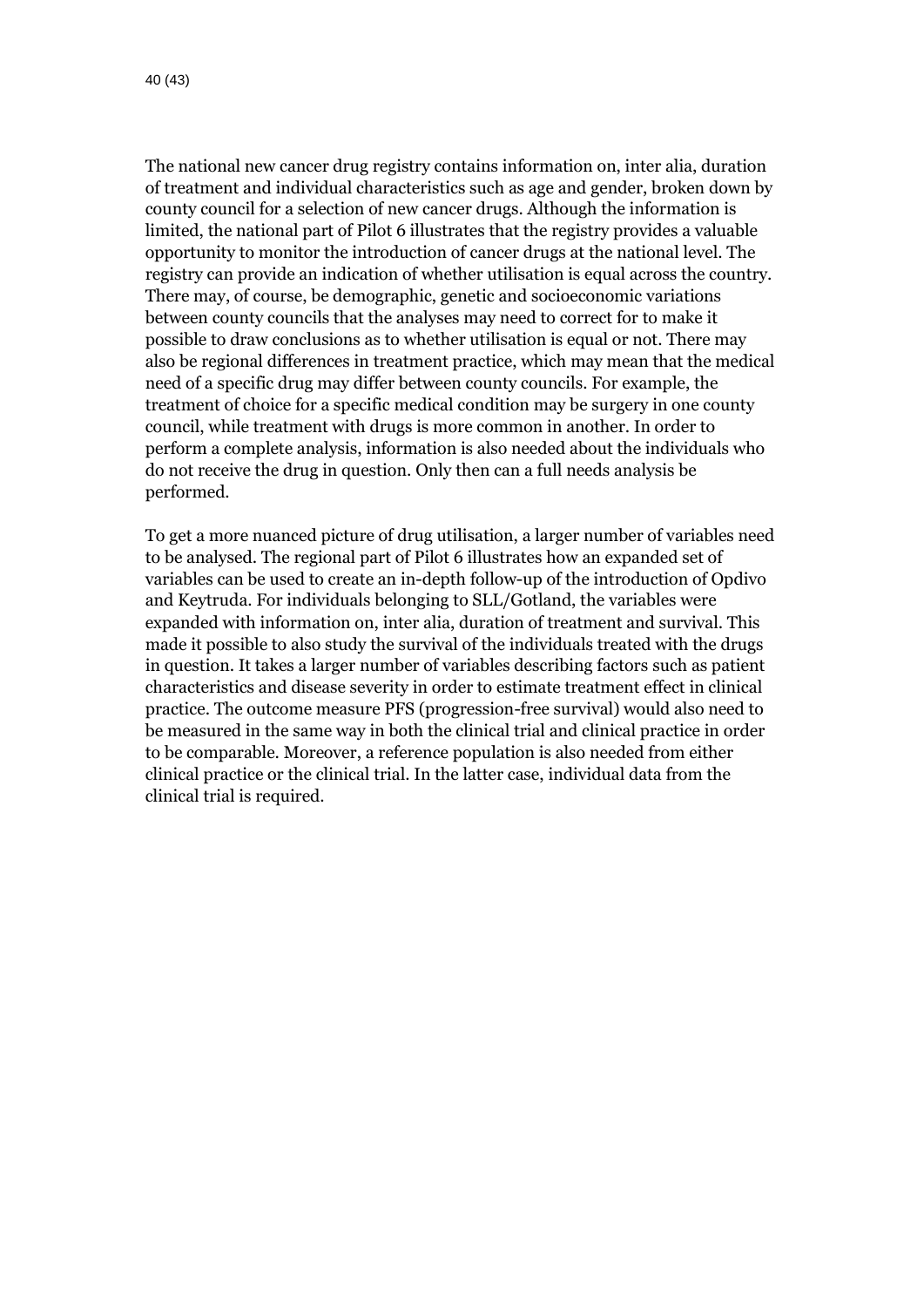The national new cancer drug registry contains information on, inter alia, duration of treatment and individual characteristics such as age and gender, broken down by county council for a selection of new cancer drugs. Although the information is limited, the national part of Pilot 6 illustrates that the registry provides a valuable opportunity to monitor the introduction of cancer drugs at the national level. The registry can provide an indication of whether utilisation is equal across the country. There may, of course, be demographic, genetic and socioeconomic variations between county councils that the analyses may need to correct for to make it possible to draw conclusions as to whether utilisation is equal or not. There may also be regional differences in treatment practice, which may mean that the medical need of a specific drug may differ between county councils. For example, the treatment of choice for a specific medical condition may be surgery in one county council, while treatment with drugs is more common in another. In order to perform a complete analysis, information is also needed about the individuals who do not receive the drug in question. Only then can a full needs analysis be performed.

To get a more nuanced picture of drug utilisation, a larger number of variables need to be analysed. The regional part of Pilot 6 illustrates how an expanded set of variables can be used to create an in-depth follow-up of the introduction of Opdivo and Keytruda. For individuals belonging to SLL/Gotland, the variables were expanded with information on, inter alia, duration of treatment and survival. This made it possible to also study the survival of the individuals treated with the drugs in question. It takes a larger number of variables describing factors such as patient characteristics and disease severity in order to estimate treatment effect in clinical practice. The outcome measure PFS (progression-free survival) would also need to be measured in the same way in both the clinical trial and clinical practice in order to be comparable. Moreover, a reference population is also needed from either clinical practice or the clinical trial. In the latter case, individual data from the clinical trial is required.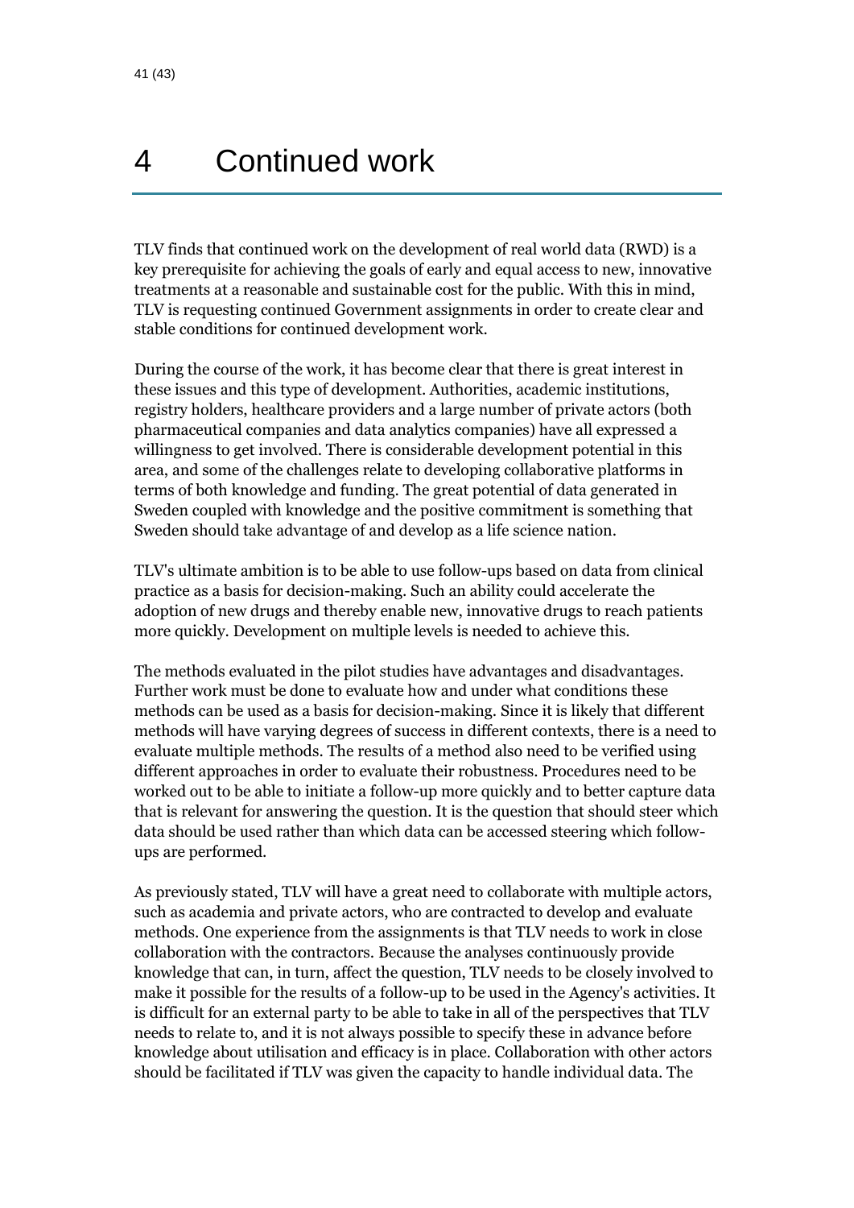# 4 Continued work

TLV finds that continued work on the development of real world data (RWD) is a key prerequisite for achieving the goals of early and equal access to new, innovative treatments at a reasonable and sustainable cost for the public. With this in mind, TLV is requesting continued Government assignments in order to create clear and stable conditions for continued development work.

During the course of the work, it has become clear that there is great interest in these issues and this type of development. Authorities, academic institutions, registry holders, healthcare providers and a large number of private actors (both pharmaceutical companies and data analytics companies) have all expressed a willingness to get involved. There is considerable development potential in this area, and some of the challenges relate to developing collaborative platforms in terms of both knowledge and funding. The great potential of data generated in Sweden coupled with knowledge and the positive commitment is something that Sweden should take advantage of and develop as a life science nation.

TLV's ultimate ambition is to be able to use follow-ups based on data from clinical practice as a basis for decision-making. Such an ability could accelerate the adoption of new drugs and thereby enable new, innovative drugs to reach patients more quickly. Development on multiple levels is needed to achieve this.

The methods evaluated in the pilot studies have advantages and disadvantages. Further work must be done to evaluate how and under what conditions these methods can be used as a basis for decision-making. Since it is likely that different methods will have varying degrees of success in different contexts, there is a need to evaluate multiple methods. The results of a method also need to be verified using different approaches in order to evaluate their robustness. Procedures need to be worked out to be able to initiate a follow-up more quickly and to better capture data that is relevant for answering the question. It is the question that should steer which data should be used rather than which data can be accessed steering which follow-ups are performed.

As previously stated, TLV will have a great need to collaborate with multiple actors, such as academia and private actors, who are contracted to develop and evaluate methods. One experience from the assignments is that TLV needs to work in close collaboration with the contractors. Because the analyses continuously provide knowledge that can, in turn, affect the question, TLV needs to be closely involved to make it possible for the results of a follow-up to be used in the Agency's activities. It is difficult for an external party to be able to take in all of the perspectives that TLV needs to relate to, and it is not always possible to specify these in advance before knowledge about utilisation and efficacy is in place. Collaboration with other actors should be facilitated if TLV was given the capacity to handle individual data. The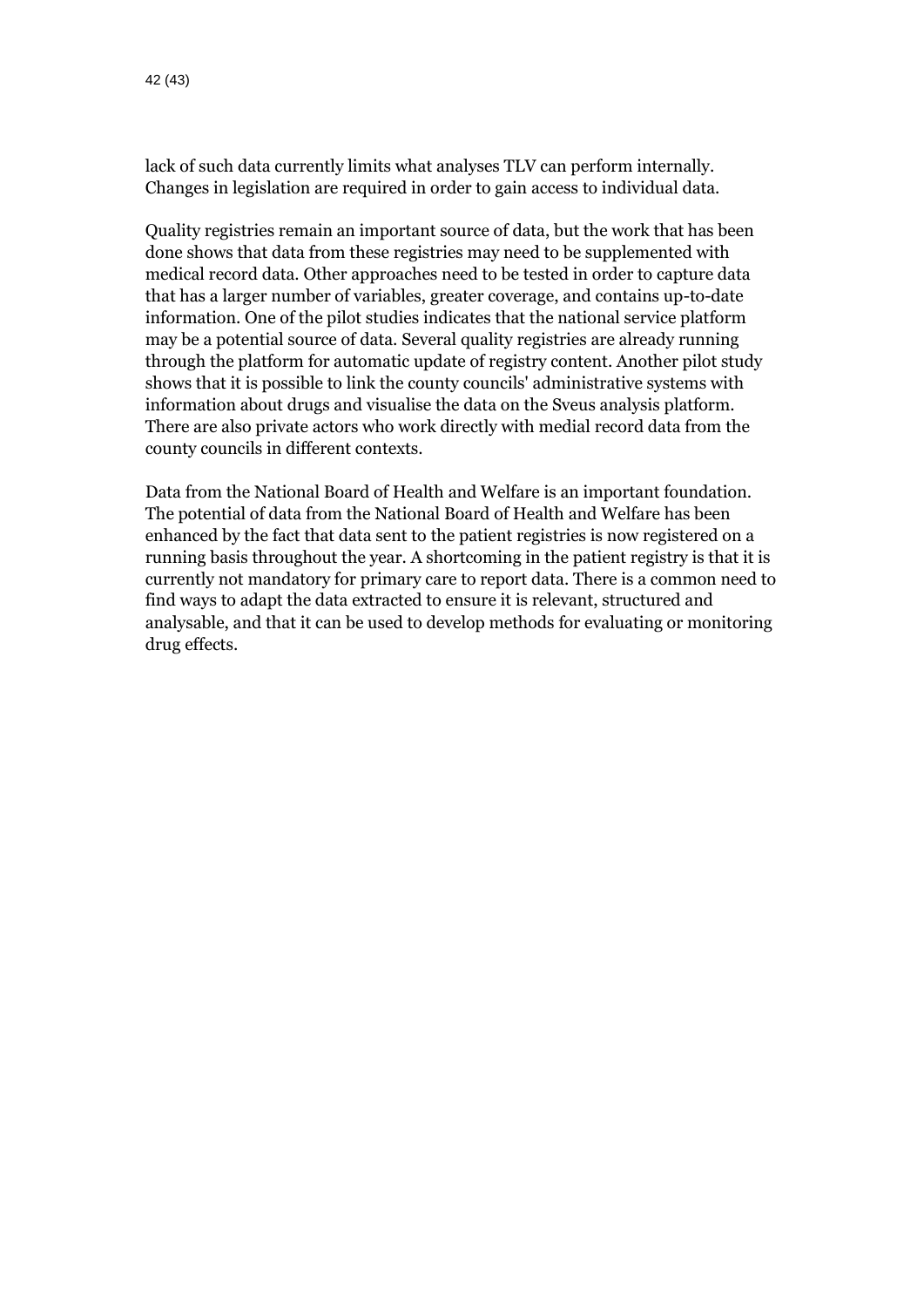lack of such data currently limits what analyses TLV can perform internally. Changes in legislation are required in order to gain access to individual data.

Quality registries remain an important source of data, but the work that has been done shows that data from these registries may need to be supplemented with medical record data. Other approaches need to be tested in order to capture data that has a larger number of variables, greater coverage, and contains up-to-date information. One of the pilot studies indicates that the national service platform may be a potential source of data. Several quality registries are already running through the platform for automatic update of registry content. Another pilot study shows that it is possible to link the county councils' administrative systems with information about drugs and visualise the data on the Sveus analysis platform. There are also private actors who work directly with medial record data from the county councils in different contexts.

Data from the National Board of Health and Welfare is an important foundation. The potential of data from the National Board of Health and Welfare has been enhanced by the fact that data sent to the patient registries is now registered on a running basis throughout the year. A shortcoming in the patient registry is that it is currently not mandatory for primary care to report data. There is a common need to find ways to adapt the data extracted to ensure it is relevant, structured and analysable, and that it can be used to develop methods for evaluating or monitoring drug effects.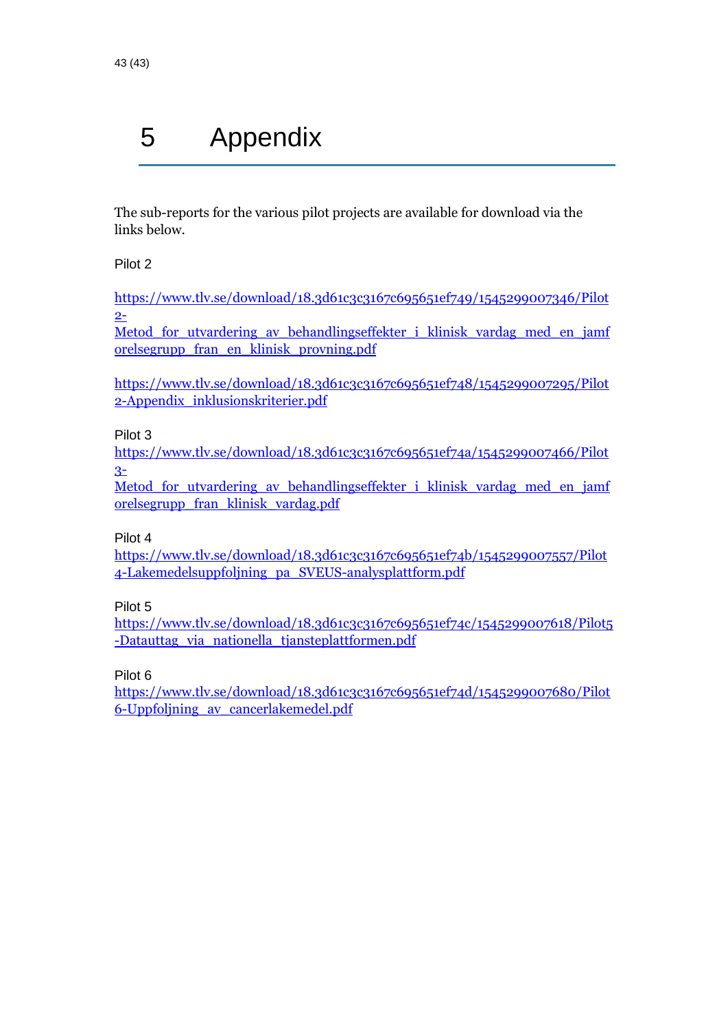# 5 Appendix

The sub-reports for the various pilot projects are available for download via the links below.

Pilot 2

https://www.tlv.se/download/18.3d61c3c3167c695651ef749/1545299007346/Pilot2-Metod_for_utvardering_av_behandlingseffekter_i_klinisk_vardag_med_en_jamforelsegrupp_fran_en_klinisk_provning.pdf

https://www.tlv.se/download/18.3d61c3c3167c695651ef748/1545299007295/Pilot2-Appendix_inklusionskriterier.pdf

Pilot 3

https://www.tlv.se/download/18.3d61c3c3167c695651ef74a/1545299007466/Pilot3-Metod_for_utvardering_av_behandlingseffekter_i_klinisk_vardag_med_en_jamforelsegrupp_fran_klinisk_vardag.pdf

Pilot 4

https://www.tlv.se/download/18.3d61c3c3167c695651ef74b/1545299007557/Pilot4-Lakemedelsuppfoljning_pa_SVEUS-analysplattform.pdf

Pilot 5

https://www.tlv.se/download/18.3d61c3c3167c695651ef74c/1545299007618/Pilot5-Datauttag_via_nationella_tjansteplattformen.pdf

Pilot 6

https://www.tlv.se/download/18.3d61c3c3167c695651ef74d/1545299007680/Pilot6-Uppfoljning_av_cancerlakemedel.pdf